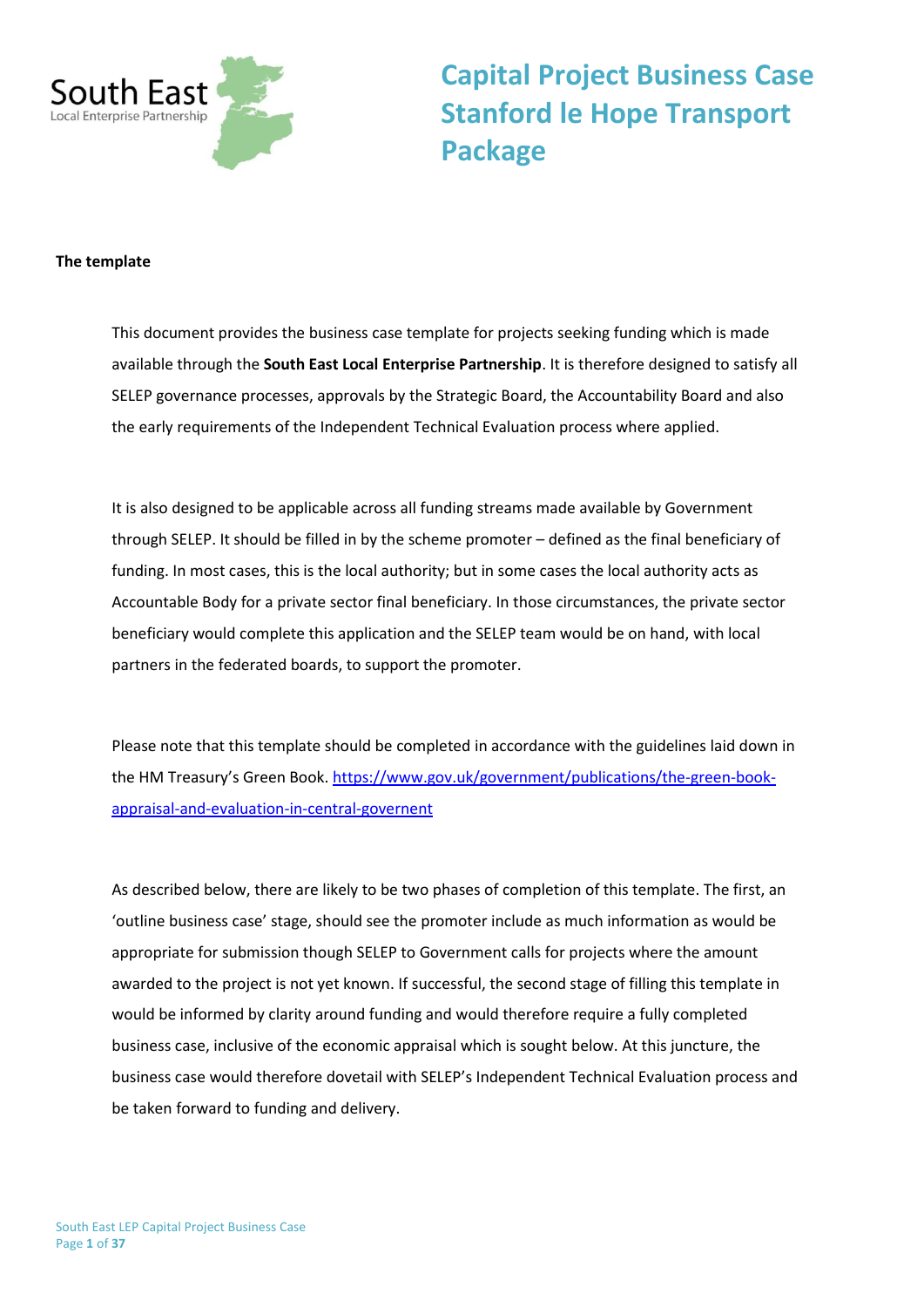South East
Local Enterprise Partnership

# Capital Project Business Case Stanford le Hope Transport Package

**The template**

This document provides the business case template for projects seeking funding which is made available through the **South East Local Enterprise Partnership**. It is therefore designed to satisfy all SELEP governance processes, approvals by the Strategic Board, the Accountability Board and also the early requirements of the Independent Technical Evaluation process where applied.

It is also designed to be applicable across all funding streams made available by Government through SELEP. It should be filled in by the scheme promoter – defined as the final beneficiary of funding. In most cases, this is the local authority; but in some cases the local authority acts as Accountable Body for a private sector final beneficiary. In those circumstances, the private sector beneficiary would complete this application and the SELEP team would be on hand, with local partners in the federated boards, to support the promoter.

Please note that this template should be completed in accordance with the guidelines laid down in the HM Treasury's Green Book. [https://www.gov.uk/government/publications/the-green-book-appraisal-and-evaluation-in-central-governent](https://www.gov.uk/government/publications/the-green-book-appraisal-and-evaluation-in-central-governent)

As described below, there are likely to be two phases of completion of this template. The first, an 'outline business case' stage, should see the promoter include as much information as would be appropriate for submission though SELEP to Government calls for projects where the amount awarded to the project is not yet known. If successful, the second stage of filling this template in would be informed by clarity around funding and would therefore require a fully completed business case, inclusive of the economic appraisal which is sought below. At this juncture, the business case would therefore dovetail with SELEP's Independent Technical Evaluation process and be taken forward to funding and delivery.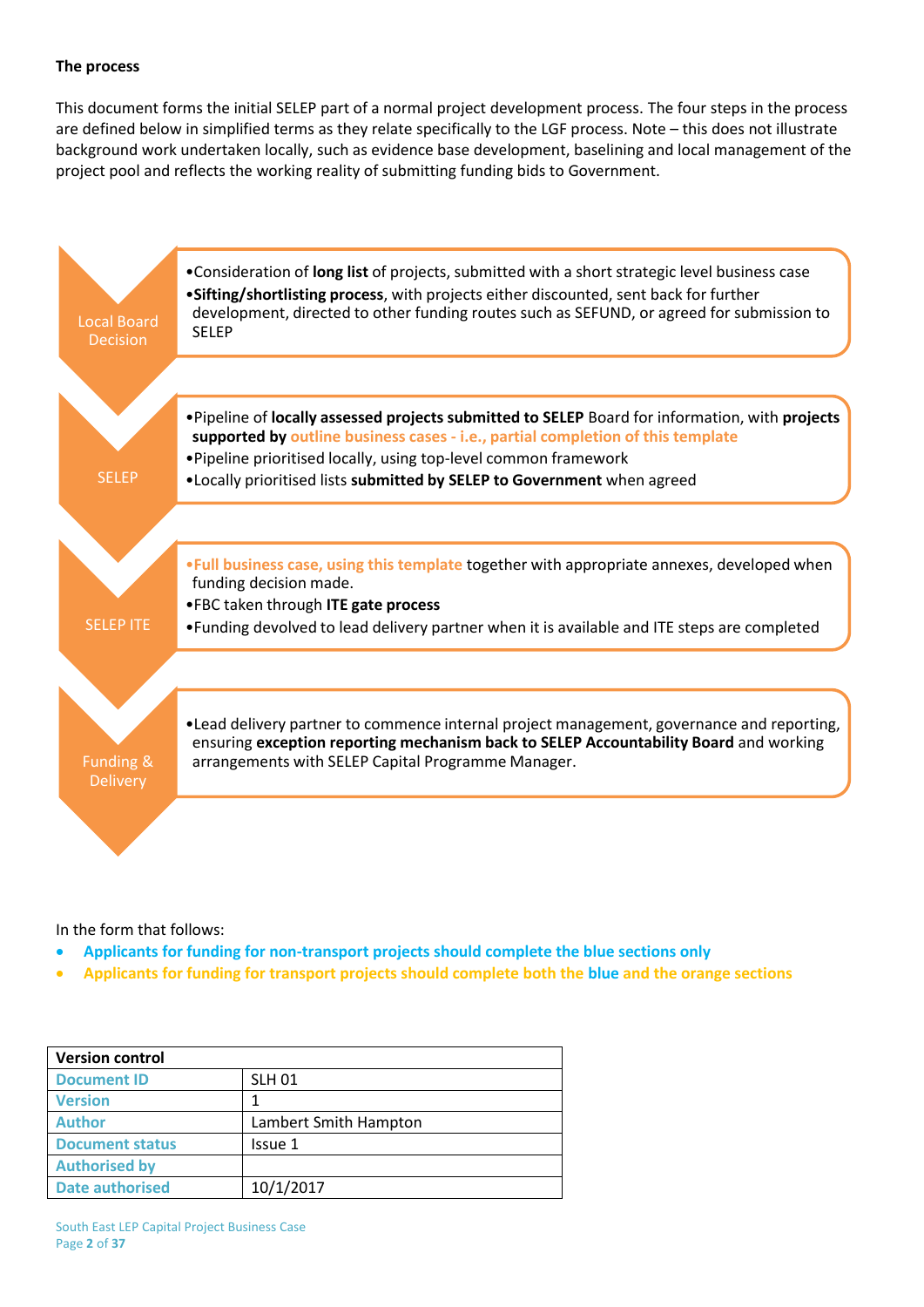**The process**

This document forms the initial SELEP part of a normal project development process. The four steps in the process are defined below in simplified terms as they relate specifically to the LGF process. Note – this does not illustrate background work undertaken locally, such as evidence base development, baselining and local management of the project pool and reflects the working reality of submitting funding bids to Government.

**Local Board Decision**

- Consideration of **long list** of projects, submitted with a short strategic level business case
- **Sifting/shortlisting process**, with projects either discounted, sent back for further development, directed to other funding routes such as SEFUND, or agreed for submission to SELEP

**SELEP**

- Pipeline of **locally assessed projects submitted to SELEP** Board for information, with **projects supported by outline business cases - i.e., partial completion of this template**
- Pipeline prioritised locally, using top-level common framework
- Locally prioritised lists **submitted by SELEP to Government** when agreed

**SELEP ITE**

- **Full business case, using this template** together with appropriate annexes, developed when funding decision made.
- FBC taken through **ITE gate process**
- Funding devolved to lead delivery partner when it is available and ITE steps are completed

**Funding & Delivery**

- Lead delivery partner to commence internal project management, governance and reporting, ensuring **exception reporting mechanism back to SELEP Accountability Board** and working arrangements with SELEP Capital Programme Manager.

In the form that follows:

- **Applicants for funding for non-transport projects should complete the blue sections only**
- **Applicants for funding for transport projects should complete both the blue and the orange sections**

| Version control | |
|---|---|
| Document ID | SLH 01 |
| Version | 1 |
| Author | Lambert Smith Hampton |
| Document status | Issue 1 |
| Authorised by | |
| Date authorised | 10/1/2017 |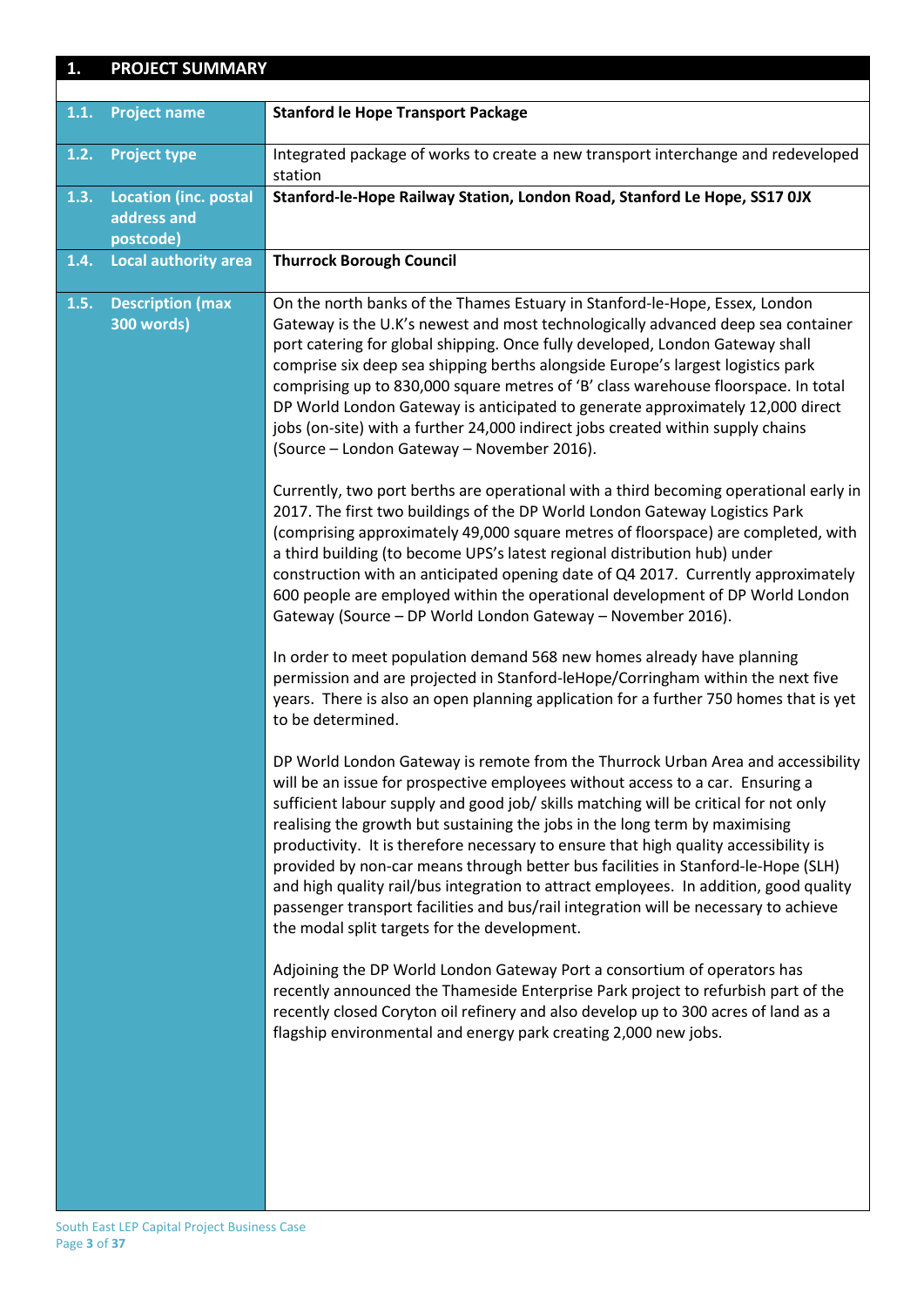| 1. | PROJECT SUMMARY |
|---|---|
| **1.1. Project name** | **Stanford le Hope Transport Package** |
| **1.2. Project type** | Integrated package of works to create a new transport interchange and redeveloped station |
| **1.3. Location (inc. postal address and postcode)** | **Stanford-le-Hope Railway Station, London Road, Stanford Le Hope, SS17 0JX** |
| **1.4. Local authority area** | **Thurrock Borough Council** |
| **1.5. Description (max 300 words)** | On the north banks of the Thames Estuary in Stanford-le-Hope, Essex, London Gateway is the U.K's newest and most technologically advanced deep sea container port catering for global shipping. Once fully developed, London Gateway shall comprise six deep sea shipping berths alongside Europe's largest logistics park comprising up to 830,000 square metres of 'B' class warehouse floorspace. In total DP World London Gateway is anticipated to generate approximately 12,000 direct jobs (on-site) with a further 24,000 indirect jobs created within supply chains (Source – London Gateway – November 2016).<br><br>Currently, two port berths are operational with a third becoming operational early in 2017. The first two buildings of the DP World London Gateway Logistics Park (comprising approximately 49,000 square metres of floorspace) are completed, with a third building (to become UPS's latest regional distribution hub) under construction with an anticipated opening date of Q4 2017. Currently approximately 600 people are employed within the operational development of DP World London Gateway (Source – DP World London Gateway – November 2016).<br><br>In order to meet population demand 568 new homes already have planning permission and are projected in Stanford-leHope/Corringham within the next five years. There is also an open planning application for a further 750 homes that is yet to be determined.<br><br>DP World London Gateway is remote from the Thurrock Urban Area and accessibility will be an issue for prospective employees without access to a car. Ensuring a sufficient labour supply and good job/ skills matching will be critical for not only realising the growth but sustaining the jobs in the long term by maximising productivity. It is therefore necessary to ensure that high quality accessibility is provided by non-car means through better bus facilities in Stanford-le-Hope (SLH) and high quality rail/bus integration to attract employees. In addition, good quality passenger transport facilities and bus/rail integration will be necessary to achieve the modal split targets for the development.<br><br>Adjoining the DP World London Gateway Port a consortium of operators has recently announced the Thameside Enterprise Park project to refurbish part of the recently closed Coryton oil refinery and also develop up to 300 acres of land as a flagship environmental and energy park creating 2,000 new jobs. |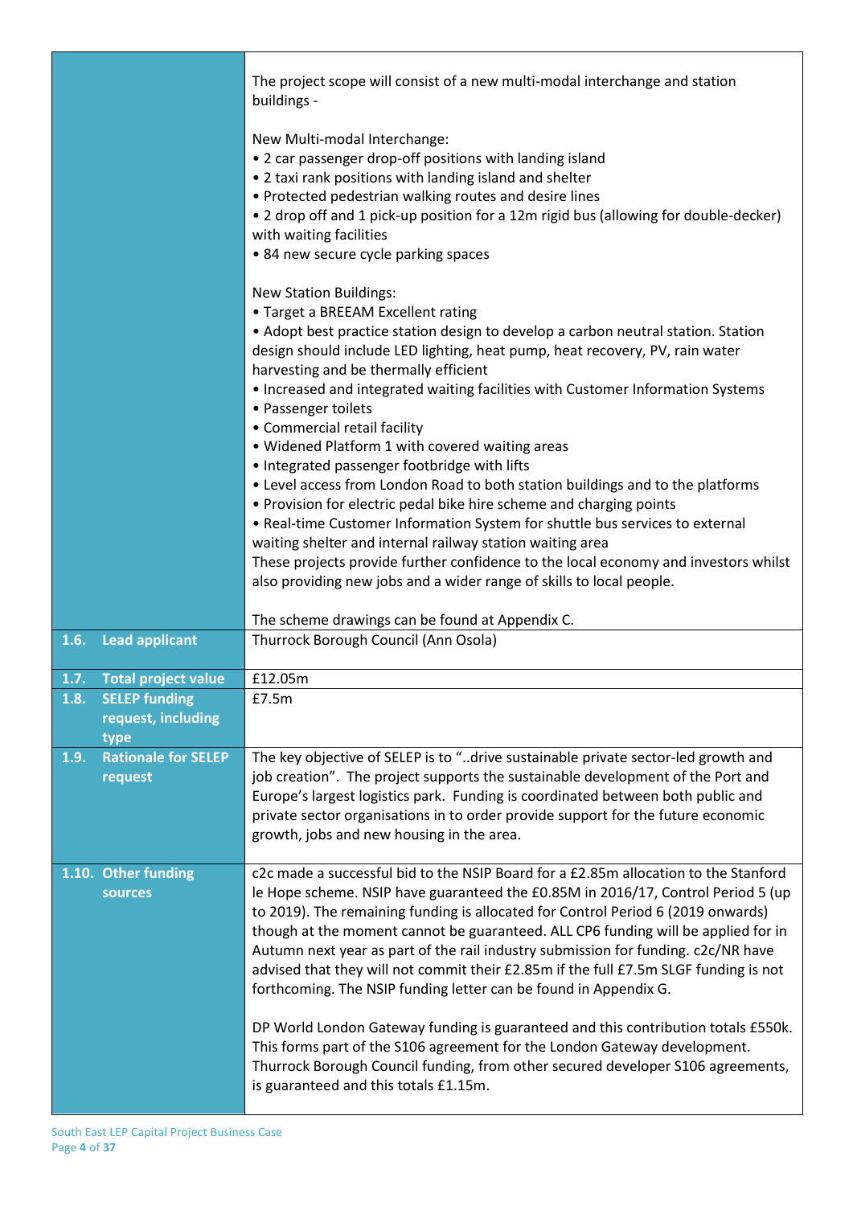| | |
|---|---|
| | The project scope will consist of a new multi-modal interchange and station buildings -<br><br>New Multi-modal Interchange:<br>• 2 car passenger drop-off positions with landing island<br>• 2 taxi rank positions with landing island and shelter<br>• Protected pedestrian walking routes and desire lines<br>• 2 drop off and 1 pick-up position for a 12m rigid bus (allowing for double-decker) with waiting facilities<br>• 84 new secure cycle parking spaces<br><br>New Station Buildings:<br>• Target a BREEAM Excellent rating<br>• Adopt best practice station design to develop a carbon neutral station. Station design should include LED lighting, heat pump, heat recovery, PV, rain water harvesting and be thermally efficient<br>• Increased and integrated waiting facilities with Customer Information Systems<br>• Passenger toilets<br>• Commercial retail facility<br>• Widened Platform 1 with covered waiting areas<br>• Integrated passenger footbridge with lifts<br>• Level access from London Road to both station buildings and to the platforms<br>• Provision for electric pedal bike hire scheme and charging points<br>• Real-time Customer Information System for shuttle bus services to external waiting shelter and internal railway station waiting area<br>These projects provide further confidence to the local economy and investors whilst also providing new jobs and a wider range of skills to local people.<br><br>The scheme drawings can be found at Appendix C. |
| **1.6. Lead applicant** | Thurrock Borough Council (Ann Osola) |
| **1.7. Total project value** | £12.05m |
| **1.8. SELEP funding request, including type** | £7.5m |
| **1.9. Rationale for SELEP request** | The key objective of SELEP is to "..drive sustainable private sector-led growth and job creation". The project supports the sustainable development of the Port and Europe's largest logistics park. Funding is coordinated between both public and private sector organisations in to order provide support for the future economic growth, jobs and new housing in the area. |
| **1.10. Other funding sources** | c2c made a successful bid to the NSIP Board for a £2.85m allocation to the Stanford le Hope scheme. NSIP have guaranteed the £0.85M in 2016/17, Control Period 5 (up to 2019). The remaining funding is allocated for Control Period 6 (2019 onwards) though at the moment cannot be guaranteed. ALL CP6 funding will be applied for in Autumn next year as part of the rail industry submission for funding. c2c/NR have advised that they will not commit their £2.85m if the full £7.5m SLGF funding is not forthcoming. The NSIP funding letter can be found in Appendix G.<br><br>DP World London Gateway funding is guaranteed and this contribution totals £550k. This forms part of the S106 agreement for the London Gateway development. Thurrock Borough Council funding, from other secured developer S106 agreements, is guaranteed and this totals £1.15m. |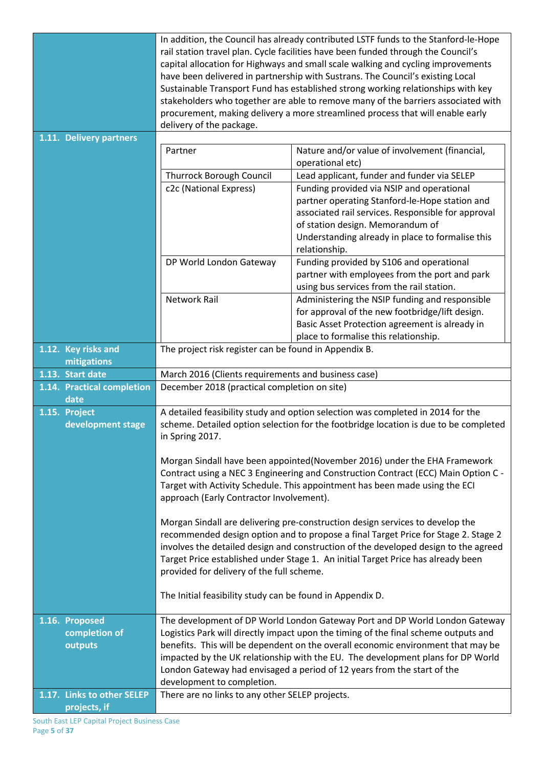| | |
|---|---|
| | In addition, the Council has already contributed LSTF funds to the Stanford-le-Hope rail station travel plan. Cycle facilities have been funded through the Council's capital allocation for Highways and small scale walking and cycling improvements have been delivered in partnership with Sustrans. The Council's existing Local Sustainable Transport Fund has established strong working relationships with key stakeholders who together are able to remove many of the barriers associated with procurement, making delivery a more streamlined process that will enable early delivery of the package. |
| **1.11. Delivery partners** | (see table below) |
| **1.12. Key risks and mitigations** | The project risk register can be found in Appendix B. |
| **1.13. Start date** | March 2016 (Clients requirements and business case) |
| **1.14. Practical completion date** | December 2018 (practical completion on site) |
| **1.15. Project development stage** | A detailed feasibility study and option selection was completed in 2014 for the scheme. Detailed option selection for the footbridge location is due to be completed in Spring 2017.<br><br>Morgan Sindall have been appointed(November 2016) under the EHA Framework Contract using a NEC 3 Engineering and Construction Contract (ECC) Main Option C - Target with Activity Schedule. This appointment has been made using the ECI approach (Early Contractor Involvement).<br><br>Morgan Sindall are delivering pre-construction design services to develop the recommended design option and to propose a final Target Price for Stage 2. Stage 2 involves the detailed design and construction of the developed design to the agreed Target Price established under Stage 1. An initial Target Price has already been provided for delivery of the full scheme.<br><br>The Initial feasibility study can be found in Appendix D. |
| **1.16. Proposed completion of outputs** | The development of DP World London Gateway Port and DP World London Gateway Logistics Park will directly impact upon the timing of the final scheme outputs and benefits. This will be dependent on the overall economic environment that may be impacted by the UK relationship with the EU. The development plans for DP World London Gateway had envisaged a period of 12 years from the start of the development to completion. |
| **1.17. Links to other SELEP projects, if** | There are no links to any other SELEP projects. |

**1.11. Delivery partners**

| Partner | Nature and/or value of involvement (financial, operational etc) |
|---|---|
| Thurrock Borough Council | Lead applicant, funder and funder via SELEP |
| c2c (National Express) | Funding provided via NSIP and operational partner operating Stanford-le-Hope station and associated rail services. Responsible for approval of station design. Memorandum of Understanding already in place to formalise this relationship. |
| DP World London Gateway | Funding provided by S106 and operational partner with employees from the port and park using bus services from the rail station. |
| Network Rail | Administering the NSIP funding and responsible for approval of the new footbridge/lift design. Basic Asset Protection agreement is already in place to formalise this relationship. |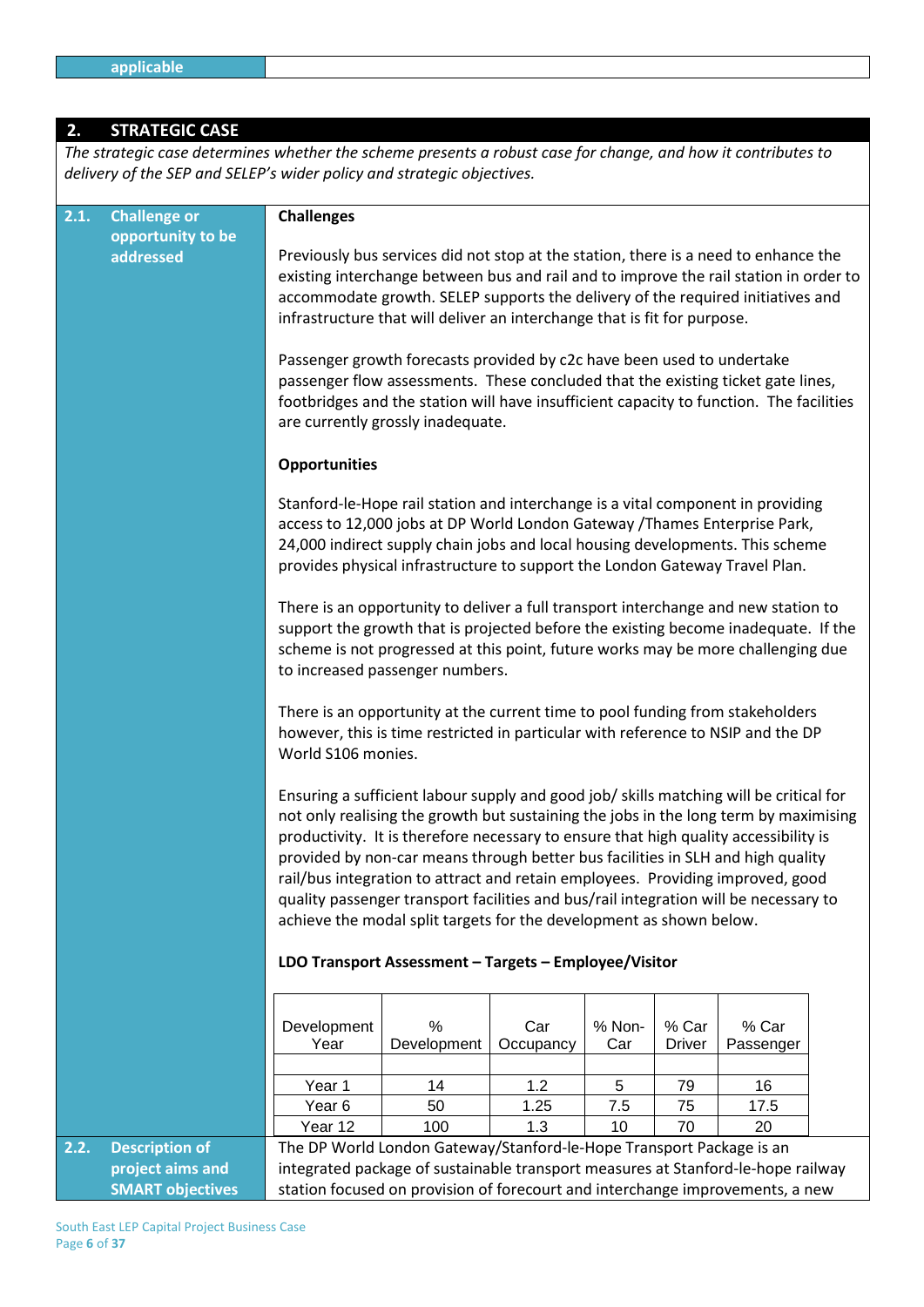| applicable | |
|---|---|

## 2. STRATEGIC CASE

*The strategic case determines whether the scheme presents a robust case for change, and how it contributes to delivery of the SEP and SELEP's wider policy and strategic objectives.*

### 2.1. Challenge or opportunity to be addressed

**Challenges**

Previously bus services did not stop at the station, there is a need to enhance the existing interchange between bus and rail and to improve the rail station in order to accommodate growth. SELEP supports the delivery of the required initiatives and infrastructure that will deliver an interchange that is fit for purpose.

Passenger growth forecasts provided by c2c have been used to undertake passenger flow assessments. These concluded that the existing ticket gate lines, footbridges and the station will have insufficient capacity to function. The facilities are currently grossly inadequate.

**Opportunities**

Stanford-le-Hope rail station and interchange is a vital component in providing access to 12,000 jobs at DP World London Gateway /Thames Enterprise Park, 24,000 indirect supply chain jobs and local housing developments. This scheme provides physical infrastructure to support the London Gateway Travel Plan.

There is an opportunity to deliver a full transport interchange and new station to support the growth that is projected before the existing become inadequate. If the scheme is not progressed at this point, future works may be more challenging due to increased passenger numbers.

There is an opportunity at the current time to pool funding from stakeholders however, this is time restricted in particular with reference to NSIP and the DP World S106 monies.

Ensuring a sufficient labour supply and good job/ skills matching will be critical for not only realising the growth but sustaining the jobs in the long term by maximising productivity. It is therefore necessary to ensure that high quality accessibility is provided by non-car means through better bus facilities in SLH and high quality rail/bus integration to attract and retain employees. Providing improved, good quality passenger transport facilities and bus/rail integration will be necessary to achieve the modal split targets for the development as shown below.

**LDO Transport Assessment – Targets – Employee/Visitor**

| Development Year | % Development | Car Occupancy | % Non-Car | % Car Driver | % Car Passenger |
|---|---|---|---|---|---|
| Year 1 | 14 | 1.2 | 5 | 79 | 16 |
| Year 6 | 50 | 1.25 | 7.5 | 75 | 17.5 |
| Year 12 | 100 | 1.3 | 10 | 70 | 20 |

### 2.2. Description of project aims and SMART objectives

The DP World London Gateway/Stanford-le-Hope Transport Package is an integrated package of sustainable transport measures at Stanford-le-hope railway station focused on provision of forecourt and interchange improvements, a new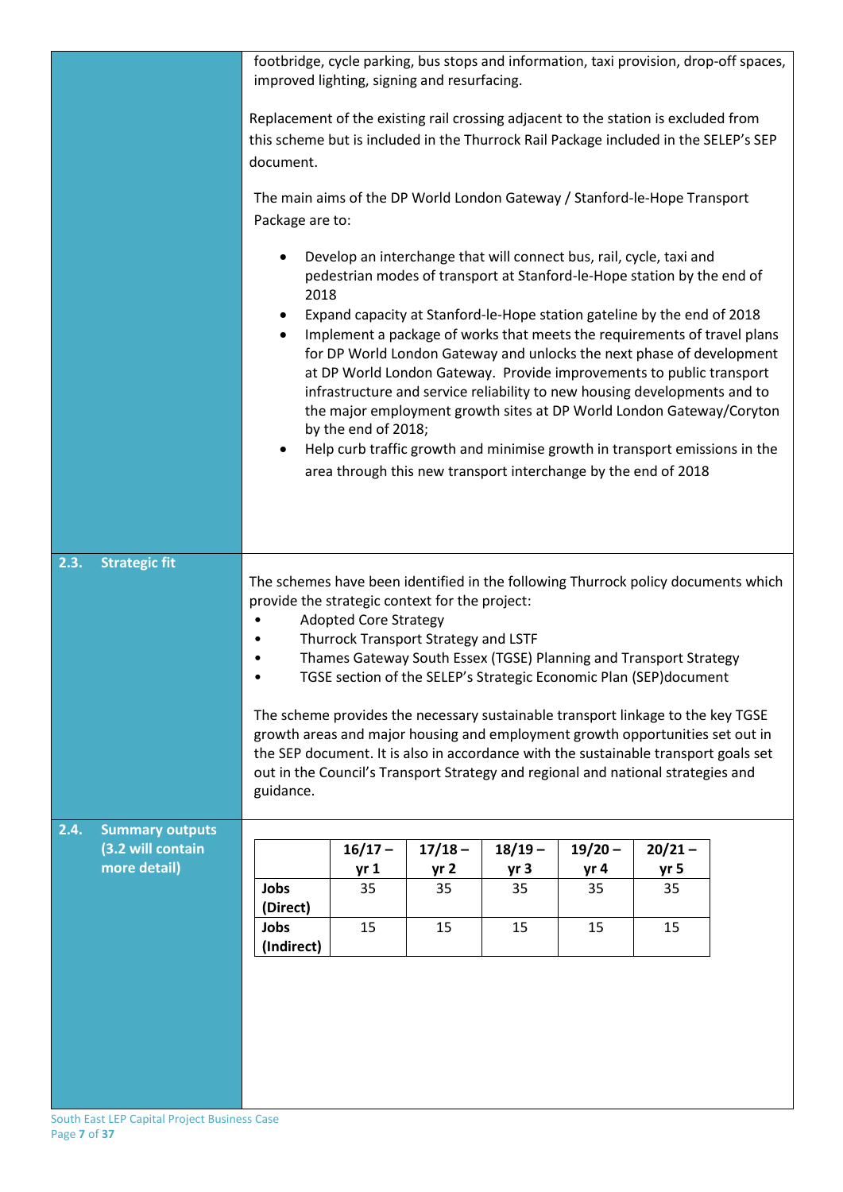footbridge, cycle parking, bus stops and information, taxi provision, drop-off spaces, improved lighting, signing and resurfacing.

Replacement of the existing rail crossing adjacent to the station is excluded from this scheme but is included in the Thurrock Rail Package included in the SELEP's SEP document.

The main aims of the DP World London Gateway / Stanford-le-Hope Transport Package are to:

- Develop an interchange that will connect bus, rail, cycle, taxi and pedestrian modes of transport at Stanford-le-Hope station by the end of 2018
- Expand capacity at Stanford-le-Hope station gateline by the end of 2018
- Implement a package of works that meets the requirements of travel plans for DP World London Gateway and unlocks the next phase of development at DP World London Gateway. Provide improvements to public transport infrastructure and service reliability to new housing developments and to the major employment growth sites at DP World London Gateway/Coryton by the end of 2018;
- Help curb traffic growth and minimise growth in transport emissions in the area through this new transport interchange by the end of 2018

## 2.3. Strategic fit

The schemes have been identified in the following Thurrock policy documents which provide the strategic context for the project:

- Adopted Core Strategy
- Thurrock Transport Strategy and LSTF
- Thames Gateway South Essex (TGSE) Planning and Transport Strategy
- TGSE section of the SELEP's Strategic Economic Plan (SEP)document

The scheme provides the necessary sustainable transport linkage to the key TGSE growth areas and major housing and employment growth opportunities set out in the SEP document. It is also in accordance with the sustainable transport goals set out in the Council's Transport Strategy and regional and national strategies and guidance.

## 2.4. Summary outputs (3.2 will contain more detail)

| | 16/17 – yr 1 | 17/18 – yr 2 | 18/19 – yr 3 | 19/20 – yr 4 | 20/21 – yr 5 |
|---|---|---|---|---|---|
| **Jobs (Direct)** | 35 | 35 | 35 | 35 | 35 |
| **Jobs (Indirect)** | 15 | 15 | 15 | 15 | 15 |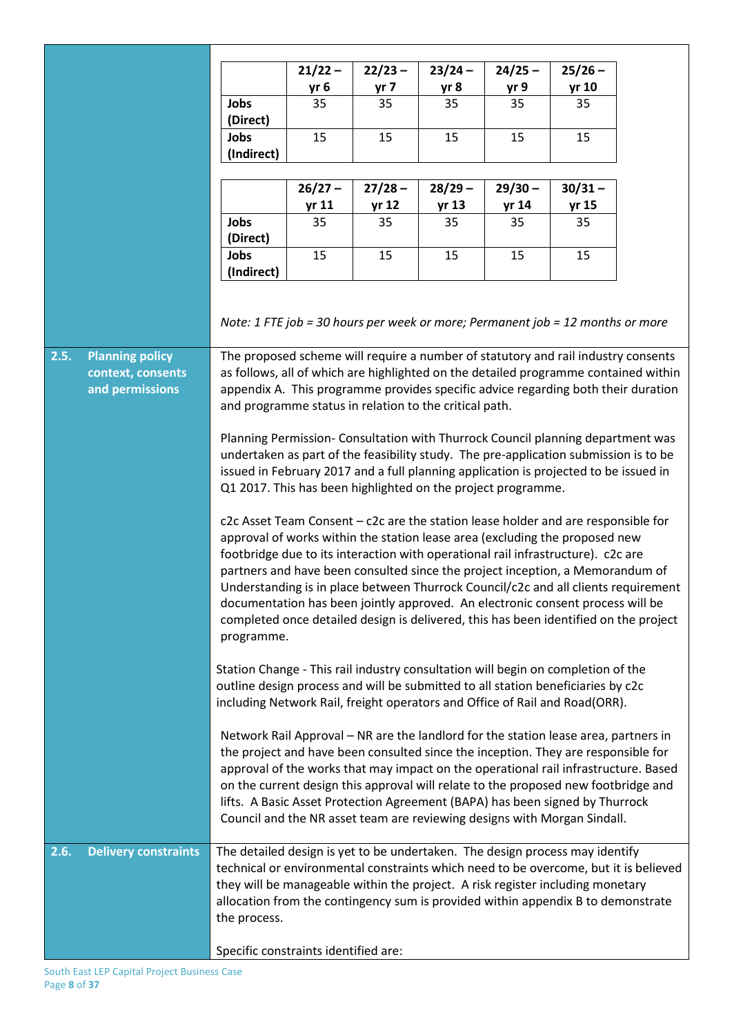| | 21/22 – yr 6 | 22/23 – yr 7 | 23/24 – yr 8 | 24/25 – yr 9 | 25/26 – yr 10 |
|---|---|---|---|---|---|
| **Jobs (Direct)** | 35 | 35 | 35 | 35 | 35 |
| **Jobs (Indirect)** | 15 | 15 | 15 | 15 | 15 |

| | 26/27 – yr 11 | 27/28 – yr 12 | 28/29 – yr 13 | 29/30 – yr 14 | 30/31 – yr 15 |
|---|---|---|---|---|---|
| **Jobs (Direct)** | 35 | 35 | 35 | 35 | 35 |
| **Jobs (Indirect)** | 15 | 15 | 15 | 15 | 15 |

*Note: 1 FTE job = 30 hours per week or more; Permanent job = 12 months or more*

## 2.5. Planning policy context, consents and permissions

The proposed scheme will require a number of statutory and rail industry consents as follows, all of which are highlighted on the detailed programme contained within appendix A. This programme provides specific advice regarding both their duration and programme status in relation to the critical path.

Planning Permission- Consultation with Thurrock Council planning department was undertaken as part of the feasibility study. The pre-application submission is to be issued in February 2017 and a full planning application is projected to be issued in Q1 2017. This has been highlighted on the project programme.

c2c Asset Team Consent – c2c are the station lease holder and are responsible for approval of works within the station lease area (excluding the proposed new footbridge due to its interaction with operational rail infrastructure). c2c are partners and have been consulted since the project inception, a Memorandum of Understanding is in place between Thurrock Council/c2c and all clients requirement documentation has been jointly approved. An electronic consent process will be completed once detailed design is delivered, this has been identified on the project programme.

Station Change - This rail industry consultation will begin on completion of the outline design process and will be submitted to all station beneficiaries by c2c including Network Rail, freight operators and Office of Rail and Road(ORR).

Network Rail Approval – NR are the landlord for the station lease area, partners in the project and have been consulted since the inception. They are responsible for approval of the works that may impact on the operational rail infrastructure. Based on the current design this approval will relate to the proposed new footbridge and lifts. A Basic Asset Protection Agreement (BAPA) has been signed by Thurrock Council and the NR asset team are reviewing designs with Morgan Sindall.

## 2.6. Delivery constraints

The detailed design is yet to be undertaken. The design process may identify technical or environmental constraints which need to be overcome, but it is believed they will be manageable within the project. A risk register including monetary allocation from the contingency sum is provided within appendix B to demonstrate the process.

Specific constraints identified are: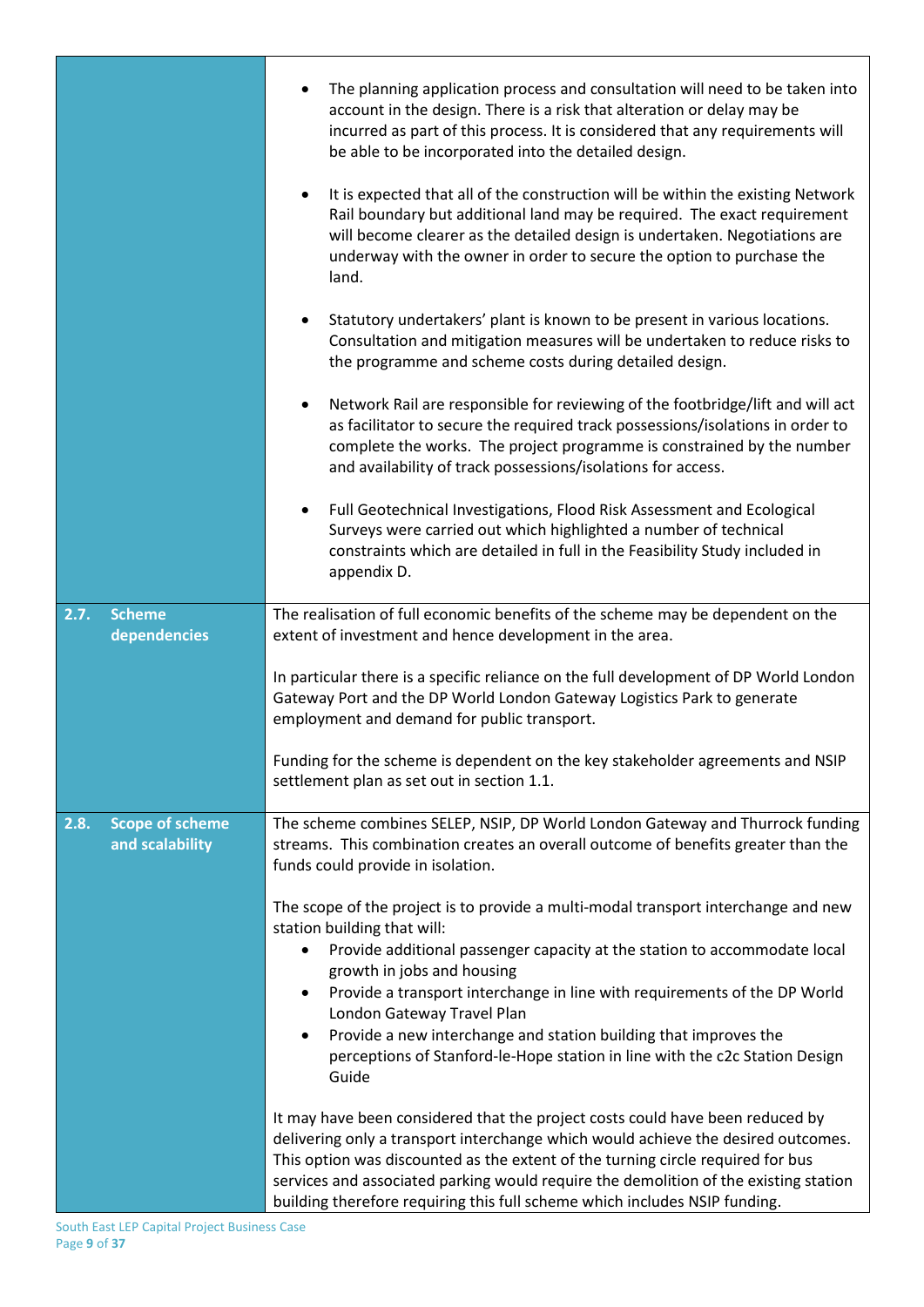| | |
|---|---|
| | <ul><li>The planning application process and consultation will need to be taken into account in the design. There is a risk that alteration or delay may be incurred as part of this process. It is considered that any requirements will be able to be incorporated into the detailed design.</li><li>It is expected that all of the construction will be within the existing Network Rail boundary but additional land may be required. The exact requirement will become clearer as the detailed design is undertaken. Negotiations are underway with the owner in order to secure the option to purchase the land.</li><li>Statutory undertakers' plant is known to be present in various locations. Consultation and mitigation measures will be undertaken to reduce risks to the programme and scheme costs during detailed design.</li><li>Network Rail are responsible for reviewing of the footbridge/lift and will act as facilitator to secure the required track possessions/isolations in order to complete the works. The project programme is constrained by the number and availability of track possessions/isolations for access.</li><li>Full Geotechnical Investigations, Flood Risk Assessment and Ecological Surveys were carried out which highlighted a number of technical constraints which are detailed in full in the Feasibility Study included in appendix D.</li></ul> |
| **2.7. Scheme dependencies** | The realisation of full economic benefits of the scheme may be dependent on the extent of investment and hence development in the area.<br><br>In particular there is a specific reliance on the full development of DP World London Gateway Port and the DP World London Gateway Logistics Park to generate employment and demand for public transport.<br><br>Funding for the scheme is dependent on the key stakeholder agreements and NSIP settlement plan as set out in section 1.1. |
| **2.8. Scope of scheme and scalability** | The scheme combines SELEP, NSIP, DP World London Gateway and Thurrock funding streams. This combination creates an overall outcome of benefits greater than the funds could provide in isolation.<br><br>The scope of the project is to provide a multi-modal transport interchange and new station building that will:<ul><li>Provide additional passenger capacity at the station to accommodate local growth in jobs and housing</li><li>Provide a transport interchange in line with requirements of the DP World London Gateway Travel Plan</li><li>Provide a new interchange and station building that improves the perceptions of Stanford-le-Hope station in line with the c2c Station Design Guide</li></ul>It may have been considered that the project costs could have been reduced by delivering only a transport interchange which would achieve the desired outcomes. This option was discounted as the extent of the turning circle required for bus services and associated parking would require the demolition of the existing station building therefore requiring this full scheme which includes NSIP funding. |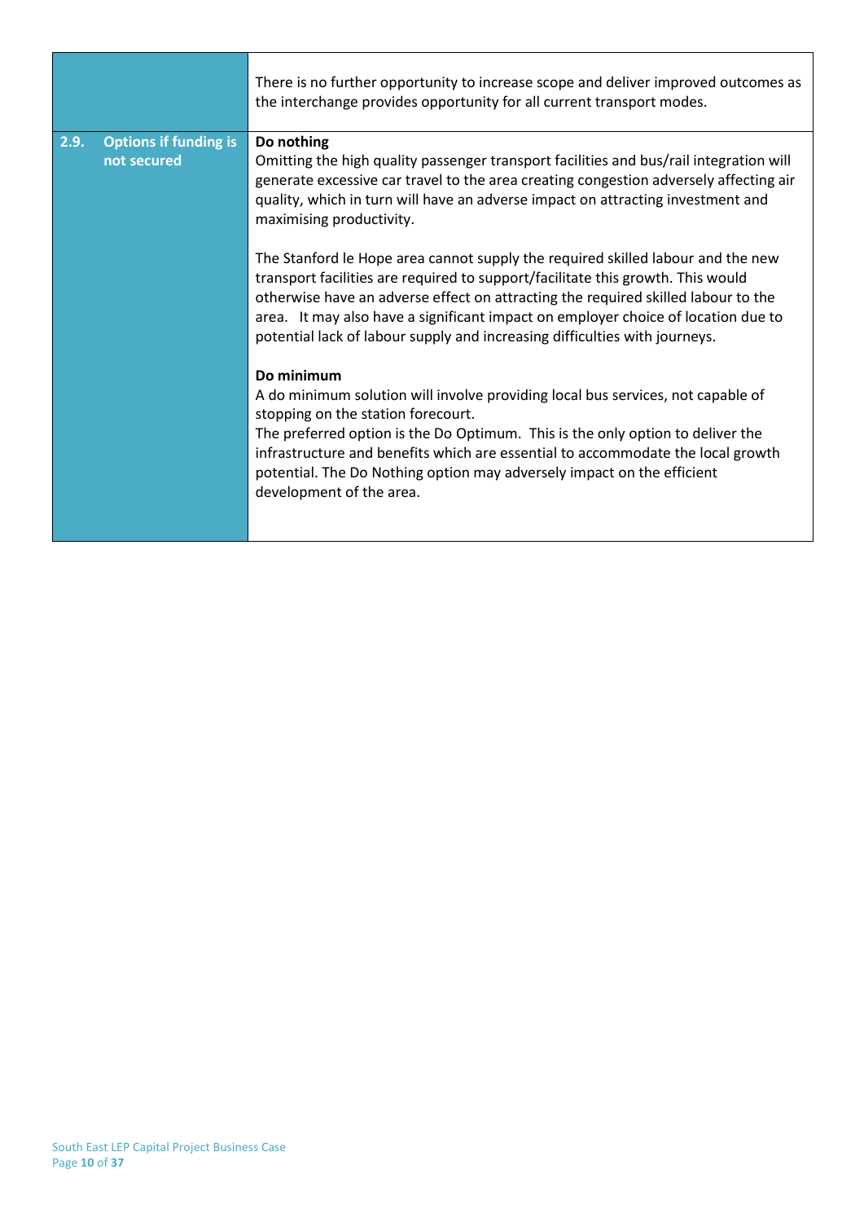| | |
|---|---|
| | There is no further opportunity to increase scope and deliver improved outcomes as the interchange provides opportunity for all current transport modes. |
| **2.9. Options if funding is not secured** | **Do nothing**<br>Omitting the high quality passenger transport facilities and bus/rail integration will generate excessive car travel to the area creating congestion adversely affecting air quality, which in turn will have an adverse impact on attracting investment and maximising productivity.<br><br>The Stanford le Hope area cannot supply the required skilled labour and the new transport facilities are required to support/facilitate this growth. This would otherwise have an adverse effect on attracting the required skilled labour to the area. It may also have a significant impact on employer choice of location due to potential lack of labour supply and increasing difficulties with journeys.<br><br>**Do minimum**<br>A do minimum solution will involve providing local bus services, not capable of stopping on the station forecourt.<br>The preferred option is the Do Optimum. This is the only option to deliver the infrastructure and benefits which are essential to accommodate the local growth potential. The Do Nothing option may adversely impact on the efficient development of the area. |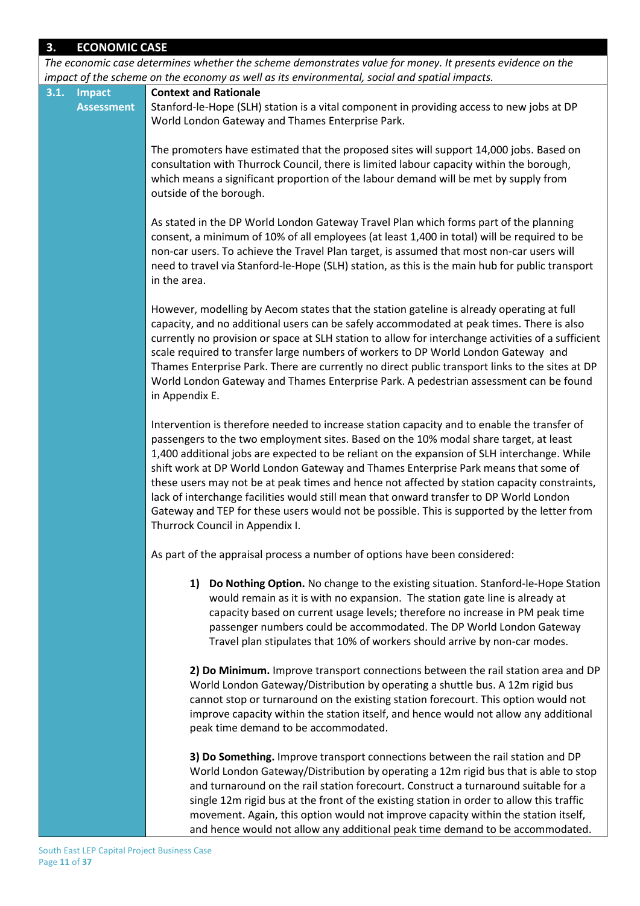## 3. ECONOMIC CASE

*The economic case determines whether the scheme demonstrates value for money. It presents evidence on the impact of the scheme on the economy as well as its environmental, social and spatial impacts.*

### 3.1. Impact Assessment

**Context and Rationale**

Stanford-le-Hope (SLH) station is a vital component in providing access to new jobs at DP World London Gateway and Thames Enterprise Park.

The promoters have estimated that the proposed sites will support 14,000 jobs. Based on consultation with Thurrock Council, there is limited labour capacity within the borough, which means a significant proportion of the labour demand will be met by supply from outside of the borough.

As stated in the DP World London Gateway Travel Plan which forms part of the planning consent, a minimum of 10% of all employees (at least 1,400 in total) will be required to be non-car users. To achieve the Travel Plan target, is assumed that most non-car users will need to travel via Stanford-le-Hope (SLH) station, as this is the main hub for public transport in the area.

However, modelling by Aecom states that the station gateline is already operating at full capacity, and no additional users can be safely accommodated at peak times. There is also currently no provision or space at SLH station to allow for interchange activities of a sufficient scale required to transfer large numbers of workers to DP World London Gateway and Thames Enterprise Park. There are currently no direct public transport links to the sites at DP World London Gateway and Thames Enterprise Park. A pedestrian assessment can be found in Appendix E.

Intervention is therefore needed to increase station capacity and to enable the transfer of passengers to the two employment sites. Based on the 10% modal share target, at least 1,400 additional jobs are expected to be reliant on the expansion of SLH interchange. While shift work at DP World London Gateway and Thames Enterprise Park means that some of these users may not be at peak times and hence not affected by station capacity constraints, lack of interchange facilities would still mean that onward transfer to DP World London Gateway and TEP for these users would not be possible. This is supported by the letter from Thurrock Council in Appendix I.

As part of the appraisal process a number of options have been considered:

1) **Do Nothing Option.** No change to the existing situation. Stanford-le-Hope Station would remain as it is with no expansion. The station gate line is already at capacity based on current usage levels; therefore no increase in PM peak time passenger numbers could be accommodated. The DP World London Gateway Travel plan stipulates that 10% of workers should arrive by non-car modes.

2) **Do Minimum.** Improve transport connections between the rail station area and DP World London Gateway/Distribution by operating a shuttle bus. A 12m rigid bus cannot stop or turnaround on the existing station forecourt. This option would not improve capacity within the station itself, and hence would not allow any additional peak time demand to be accommodated.

3) **Do Something.** Improve transport connections between the rail station and DP World London Gateway/Distribution by operating a 12m rigid bus that is able to stop and turnaround on the rail station forecourt. Construct a turnaround suitable for a single 12m rigid bus at the front of the existing station in order to allow this traffic movement. Again, this option would not improve capacity within the station itself, and hence would not allow any additional peak time demand to be accommodated.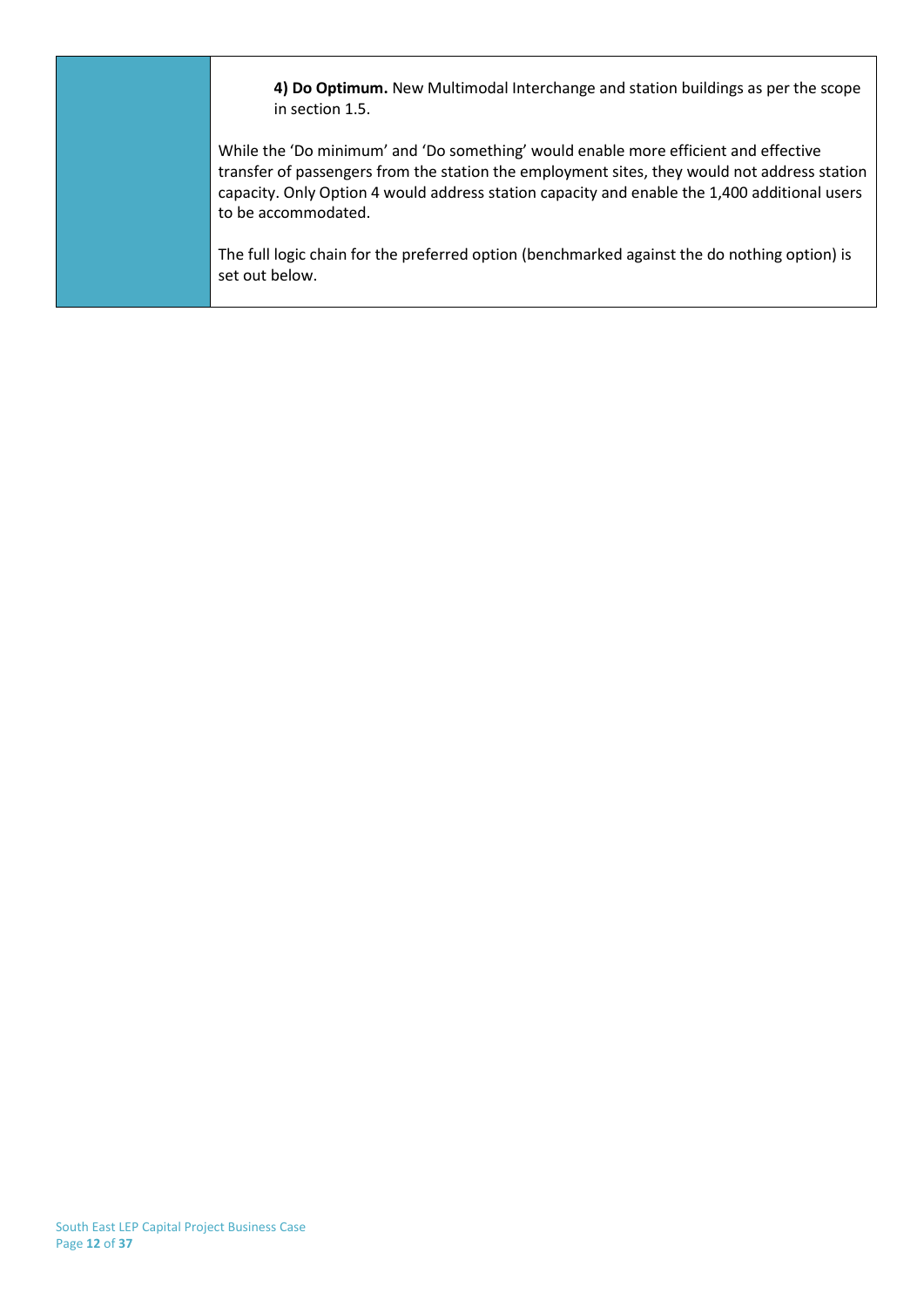| | |
|---|---|
| | **4) Do Optimum.** New Multimodal Interchange and station buildings as per the scope in section 1.5.<br><br>While the 'Do minimum' and 'Do something' would enable more efficient and effective transfer of passengers from the station the employment sites, they would not address station capacity. Only Option 4 would address station capacity and enable the 1,400 additional users to be accommodated.<br><br>The full logic chain for the preferred option (benchmarked against the do nothing option) is set out below. |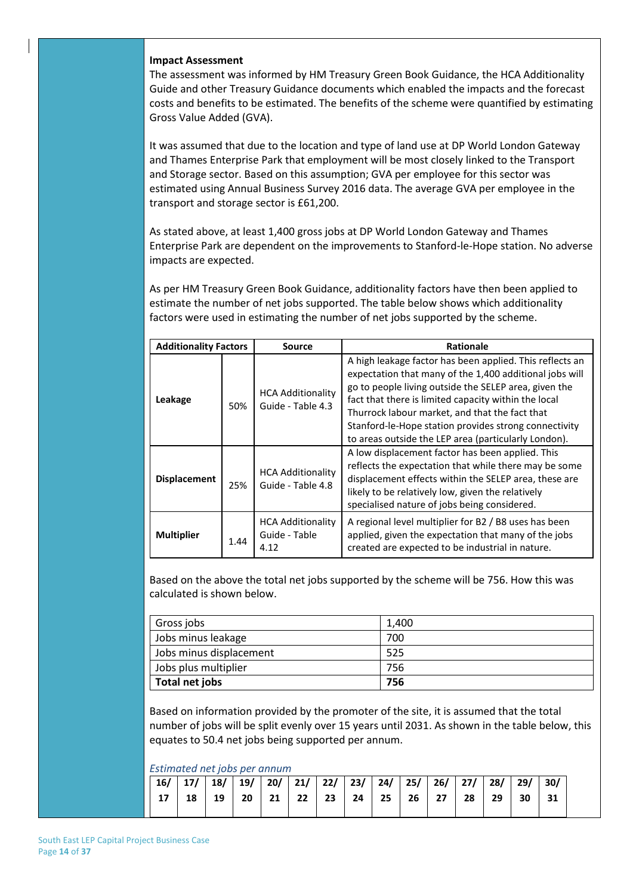**Impact Assessment**

The assessment was informed by HM Treasury Green Book Guidance, the HCA Additionality Guide and other Treasury Guidance documents which enabled the impacts and the forecast costs and benefits to be estimated. The benefits of the scheme were quantified by estimating Gross Value Added (GVA).

It was assumed that due to the location and type of land use at DP World London Gateway and Thames Enterprise Park that employment will be most closely linked to the Transport and Storage sector. Based on this assumption; GVA per employee for this sector was estimated using Annual Business Survey 2016 data. The average GVA per employee in the transport and storage sector is £61,200.

As stated above, at least 1,400 gross jobs at DP World London Gateway and Thames Enterprise Park are dependent on the improvements to Stanford-le-Hope station. No adverse impacts are expected.

As per HM Treasury Green Book Guidance, additionality factors have then been applied to estimate the number of net jobs supported. The table below shows which additionality factors were used in estimating the number of net jobs supported by the scheme.

| Additionality Factors | | Source | Rationale |
|---|---|---|---|
| **Leakage** | 50% | HCA Additionality Guide - Table 4.3 | A high leakage factor has been applied. This reflects an expectation that many of the 1,400 additional jobs will go to people living outside the SELEP area, given the fact that there is limited capacity within the local Thurrock labour market, and that the fact that Stanford-le-Hope station provides strong connectivity to areas outside the LEP area (particularly London). |
| **Displacement** | 25% | HCA Additionality Guide - Table 4.8 | A low displacement factor has been applied. This reflects the expectation that while there may be some displacement effects within the SELEP area, these are likely to be relatively low, given the relatively specialised nature of jobs being considered. |
| **Multiplier** | 1.44 | HCA Additionality Guide - Table 4.12 | A regional level multiplier for B2 / B8 uses has been applied, given the expectation that many of the jobs created are expected to be industrial in nature. |

Based on the above the total net jobs supported by the scheme will be 756. How this was calculated is shown below.

| | |
|---|---|
| Gross jobs | 1,400 |
| Jobs minus leakage | 700 |
| Jobs minus displacement | 525 |
| Jobs plus multiplier | 756 |
| **Total net jobs** | **756** |

Based on information provided by the promoter of the site, it is assumed that the total number of jobs will be split evenly over 15 years until 2031. As shown in the table below, this equates to 50.4 net jobs being supported per annum.

*Estimated net jobs per annum*

| 16/17 | 17/18 | 18/19 | 19/20 | 20/21 | 21/22 | 22/23 | 23/24 | 24/25 | 25/26 | 26/27 | 27/28 | 28/29 | 29/30 | 30/31 |
|---|---|---|---|---|---|---|---|---|---|---|---|---|---|---|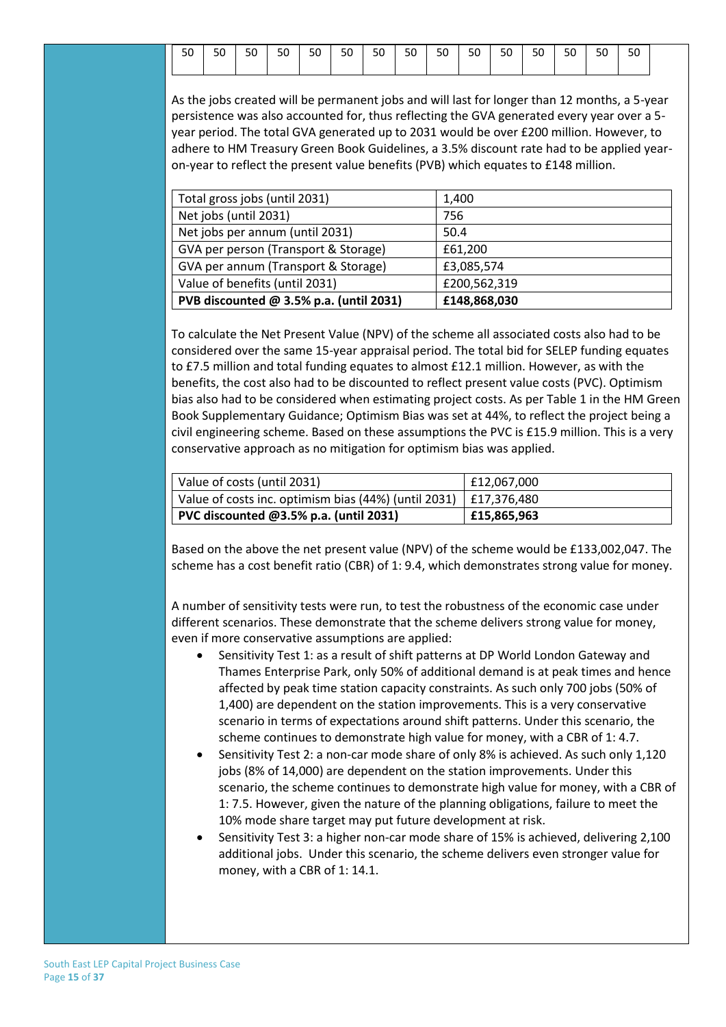| 50 | 50 | 50 | 50 | 50 | 50 | 50 | 50 | 50 | 50 | 50 | 50 | 50 | 50 | 50 |
|---|---|---|---|---|---|---|---|---|---|---|---|---|---|---|

As the jobs created will be permanent jobs and will last for longer than 12 months, a 5-year persistence was also accounted for, thus reflecting the GVA generated every year over a 5-year period. The total GVA generated up to 2031 would be over £200 million. However, to adhere to HM Treasury Green Book Guidelines, a 3.5% discount rate had to be applied year-on-year to reflect the present value benefits (PVB) which equates to £148 million.

| Total gross jobs (until 2031) | 1,400 |
|---|---|
| Net jobs (until 2031) | 756 |
| Net jobs per annum (until 2031) | 50.4 |
| GVA per person (Transport & Storage) | £61,200 |
| GVA per annum (Transport & Storage) | £3,085,574 |
| Value of benefits (until 2031) | £200,562,319 |
| **PVB discounted @ 3.5% p.a. (until 2031)** | **£148,868,030** |

To calculate the Net Present Value (NPV) of the scheme all associated costs also had to be considered over the same 15-year appraisal period. The total bid for SELEP funding equates to £7.5 million and total funding equates to almost £12.1 million. However, as with the benefits, the cost also had to be discounted to reflect present value costs (PVC). Optimism bias also had to be considered when estimating project costs. As per Table 1 in the HM Green Book Supplementary Guidance; Optimism Bias was set at 44%, to reflect the project being a civil engineering scheme. Based on these assumptions the PVC is £15.9 million. This is a very conservative approach as no mitigation for optimism bias was applied.

| Value of costs (until 2031) | £12,067,000 |
|---|---|
| Value of costs inc. optimism bias (44%) (until 2031) | £17,376,480 |
| **PVC discounted @3.5% p.a. (until 2031)** | **£15,865,963** |

Based on the above the net present value (NPV) of the scheme would be £133,002,047. The scheme has a cost benefit ratio (CBR) of 1: 9.4, which demonstrates strong value for money.

A number of sensitivity tests were run, to test the robustness of the economic case under different scenarios. These demonstrate that the scheme delivers strong value for money, even if more conservative assumptions are applied:

- Sensitivity Test 1: as a result of shift patterns at DP World London Gateway and Thames Enterprise Park, only 50% of additional demand is at peak times and hence affected by peak time station capacity constraints. As such only 700 jobs (50% of 1,400) are dependent on the station improvements. This is a very conservative scenario in terms of expectations around shift patterns. Under this scenario, the scheme continues to demonstrate high value for money, with a CBR of 1: 4.7.
- Sensitivity Test 2: a non-car mode share of only 8% is achieved. As such only 1,120 jobs (8% of 14,000) are dependent on the station improvements. Under this scenario, the scheme continues to demonstrate high value for money, with a CBR of 1: 7.5. However, given the nature of the planning obligations, failure to meet the 10% mode share target may put future development at risk.
- Sensitivity Test 3: a higher non-car mode share of 15% is achieved, delivering 2,100 additional jobs. Under this scenario, the scheme delivers even stronger value for money, with a CBR of 1: 14.1.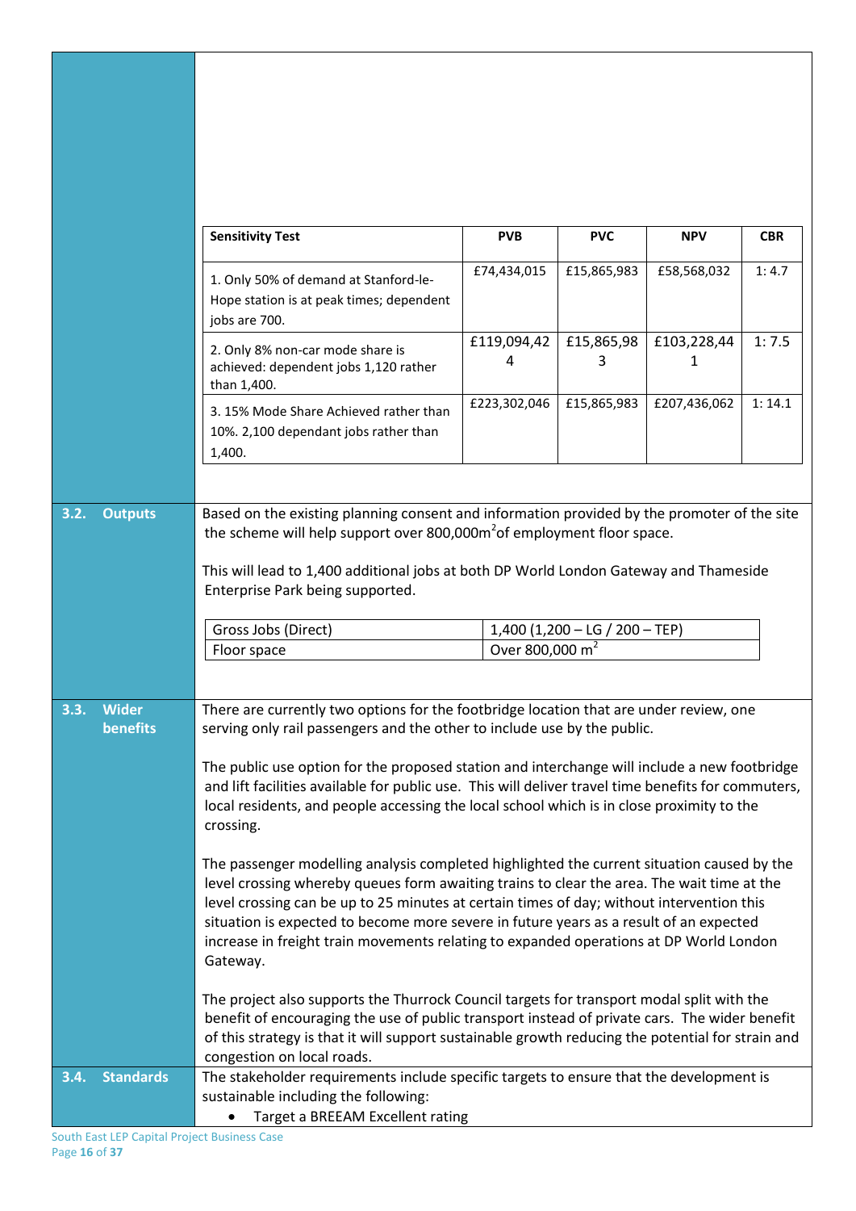| Sensitivity Test | PVB | PVC | NPV | CBR |
|---|---|---|---|---|
| 1. Only 50% of demand at Stanford-le-Hope station is at peak times; dependent jobs are 700. | £74,434,015 | £15,865,983 | £58,568,032 | 1: 4.7 |
| 2. Only 8% non-car mode share is achieved: dependent jobs 1,120 rather than 1,400. | £119,094,424 | £15,865,983 | £103,228,441 | 1: 7.5 |
| 3. 15% Mode Share Achieved rather than 10%. 2,100 dependant jobs rather than 1,400. | £223,302,046 | £15,865,983 | £207,436,062 | 1: 14.1 |

## 3.2. Outputs

Based on the existing planning consent and information provided by the promoter of the site the scheme will help support over 800,000m$^2$ of employment floor space.

This will lead to 1,400 additional jobs at both DP World London Gateway and Thameside Enterprise Park being supported.

| Gross Jobs (Direct) | 1,400 (1,200 – LG / 200 – TEP) |
|---|---|
| Floor space | Over 800,000 m$^2$ |

## 3.3. Wider benefits

There are currently two options for the footbridge location that are under review, one serving only rail passengers and the other to include use by the public.

The public use option for the proposed station and interchange will include a new footbridge and lift facilities available for public use. This will deliver travel time benefits for commuters, local residents, and people accessing the local school which is in close proximity to the crossing.

The passenger modelling analysis completed highlighted the current situation caused by the level crossing whereby queues form awaiting trains to clear the area. The wait time at the level crossing can be up to 25 minutes at certain times of day; without intervention this situation is expected to become more severe in future years as a result of an expected increase in freight train movements relating to expanded operations at DP World London Gateway.

The project also supports the Thurrock Council targets for transport modal split with the benefit of encouraging the use of public transport instead of private cars. The wider benefit of this strategy is that it will support sustainable growth reducing the potential for strain and congestion on local roads.

## 3.4. Standards

The stakeholder requirements include specific targets to ensure that the development is sustainable including the following:

- Target a BREEAM Excellent rating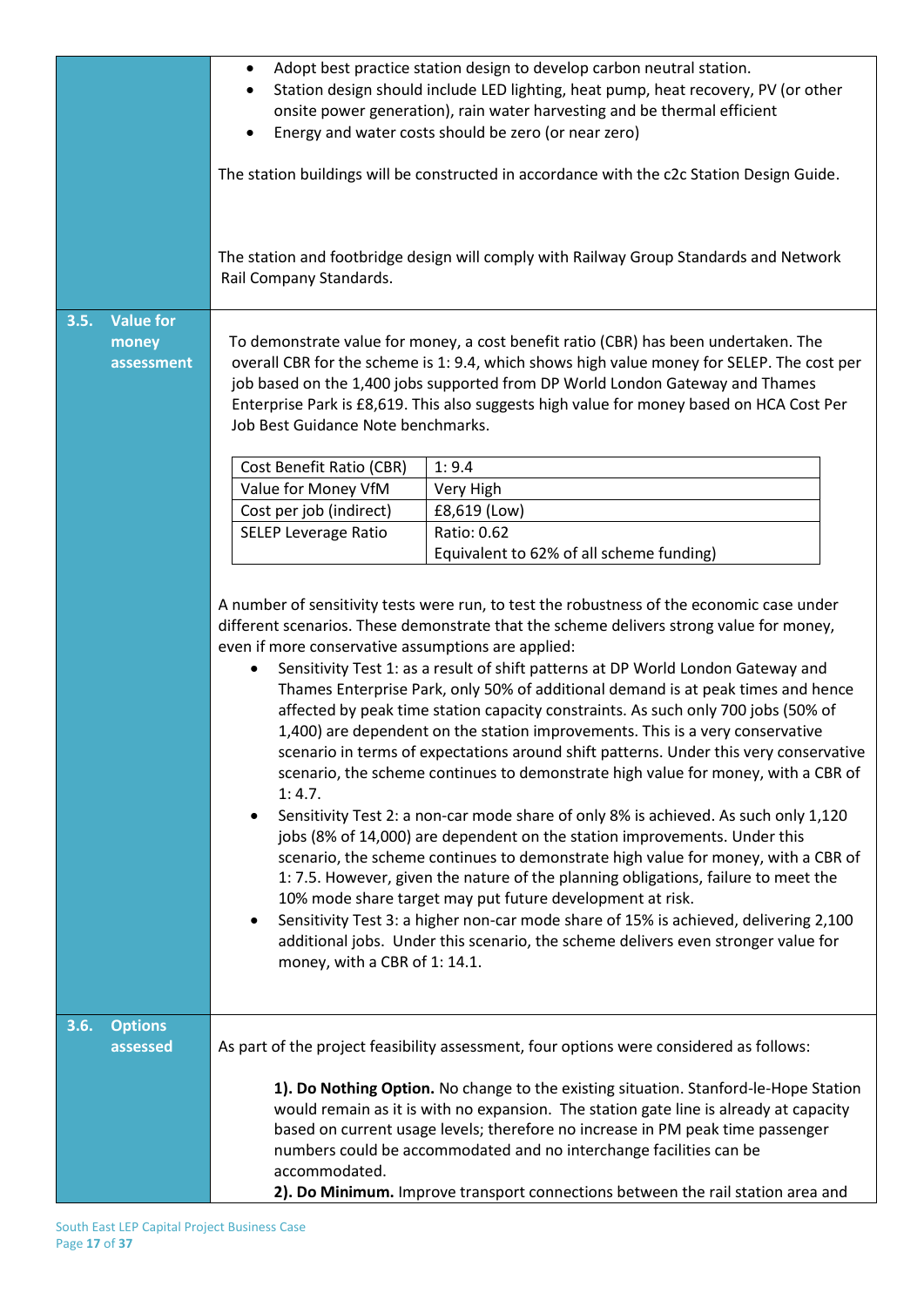- Adopt best practice station design to develop carbon neutral station.
- Station design should include LED lighting, heat pump, heat recovery, PV (or other onsite power generation), rain water harvesting and be thermal efficient
- Energy and water costs should be zero (or near zero)

The station buildings will be constructed in accordance with the c2c Station Design Guide.

The station and footbridge design will comply with Railway Group Standards and Network Rail Company Standards.

## 3.5. Value for money assessment

To demonstrate value for money, a cost benefit ratio (CBR) has been undertaken. The overall CBR for the scheme is 1: 9.4, which shows high value money for SELEP. The cost per job based on the 1,400 jobs supported from DP World London Gateway and Thames Enterprise Park is £8,619. This also suggests high value for money based on HCA Cost Per Job Best Guidance Note benchmarks.

| | |
|---|---|
| Cost Benefit Ratio (CBR) | 1: 9.4 |
| Value for Money VfM | Very High |
| Cost per job (indirect) | £8,619 (Low) |
| SELEP Leverage Ratio | Ratio: 0.62<br>Equivalent to 62% of all scheme funding) |

A number of sensitivity tests were run, to test the robustness of the economic case under different scenarios. These demonstrate that the scheme delivers strong value for money, even if more conservative assumptions are applied:

- Sensitivity Test 1: as a result of shift patterns at DP World London Gateway and Thames Enterprise Park, only 50% of additional demand is at peak times and hence affected by peak time station capacity constraints. As such only 700 jobs (50% of 1,400) are dependent on the station improvements. This is a very conservative scenario in terms of expectations around shift patterns. Under this very conservative scenario, the scheme continues to demonstrate high value for money, with a CBR of 1: 4.7.
- Sensitivity Test 2: a non-car mode share of only 8% is achieved. As such only 1,120 jobs (8% of 14,000) are dependent on the station improvements. Under this scenario, the scheme continues to demonstrate high value for money, with a CBR of 1: 7.5. However, given the nature of the planning obligations, failure to meet the 10% mode share target may put future development at risk.
- Sensitivity Test 3: a higher non-car mode share of 15% is achieved, delivering 2,100 additional jobs. Under this scenario, the scheme delivers even stronger value for money, with a CBR of 1: 14.1.

## 3.6. Options assessed

As part of the project feasibility assessment, four options were considered as follows:

**1). Do Nothing Option.** No change to the existing situation. Stanford-le-Hope Station would remain as it is with no expansion. The station gate line is already at capacity based on current usage levels; therefore no increase in PM peak time passenger numbers could be accommodated and no interchange facilities can be accommodated.

**2). Do Minimum.** Improve transport connections between the rail station area and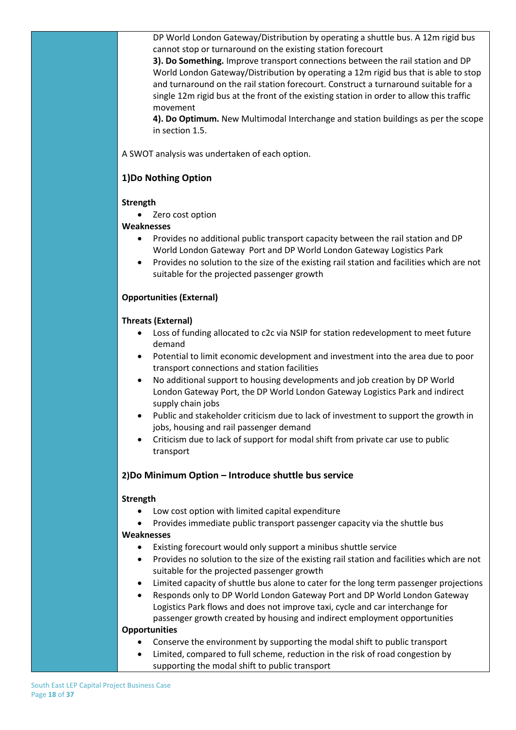DP World London Gateway/Distribution by operating a shuttle bus. A 12m rigid bus cannot stop or turnaround on the existing station forecourt

**3). Do Something.** Improve transport connections between the rail station and DP World London Gateway/Distribution by operating a 12m rigid bus that is able to stop and turnaround on the rail station forecourt. Construct a turnaround suitable for a single 12m rigid bus at the front of the existing station in order to allow this traffic movement

**4). Do Optimum.** New Multimodal Interchange and station buildings as per the scope in section 1.5.

A SWOT analysis was undertaken of each option.

### 1)Do Nothing Option

**Strength**

- Zero cost option

**Weaknesses**

- Provides no additional public transport capacity between the rail station and DP World London Gateway Port and DP World London Gateway Logistics Park
- Provides no solution to the size of the existing rail station and facilities which are not suitable for the projected passenger growth

**Opportunities (External)**

**Threats (External)**

- Loss of funding allocated to c2c via NSIP for station redevelopment to meet future demand
- Potential to limit economic development and investment into the area due to poor transport connections and station facilities
- No additional support to housing developments and job creation by DP World London Gateway Port, the DP World London Gateway Logistics Park and indirect supply chain jobs
- Public and stakeholder criticism due to lack of investment to support the growth in jobs, housing and rail passenger demand
- Criticism due to lack of support for modal shift from private car use to public transport

### 2)Do Minimum Option – Introduce shuttle bus service

**Strength**

- Low cost option with limited capital expenditure
- Provides immediate public transport passenger capacity via the shuttle bus

**Weaknesses**

- Existing forecourt would only support a minibus shuttle service
- Provides no solution to the size of the existing rail station and facilities which are not suitable for the projected passenger growth
- Limited capacity of shuttle bus alone to cater for the long term passenger projections
- Responds only to DP World London Gateway Port and DP World London Gateway Logistics Park flows and does not improve taxi, cycle and car interchange for passenger growth created by housing and indirect employment opportunities

**Opportunities**

- Conserve the environment by supporting the modal shift to public transport
- Limited, compared to full scheme, reduction in the risk of road congestion by supporting the modal shift to public transport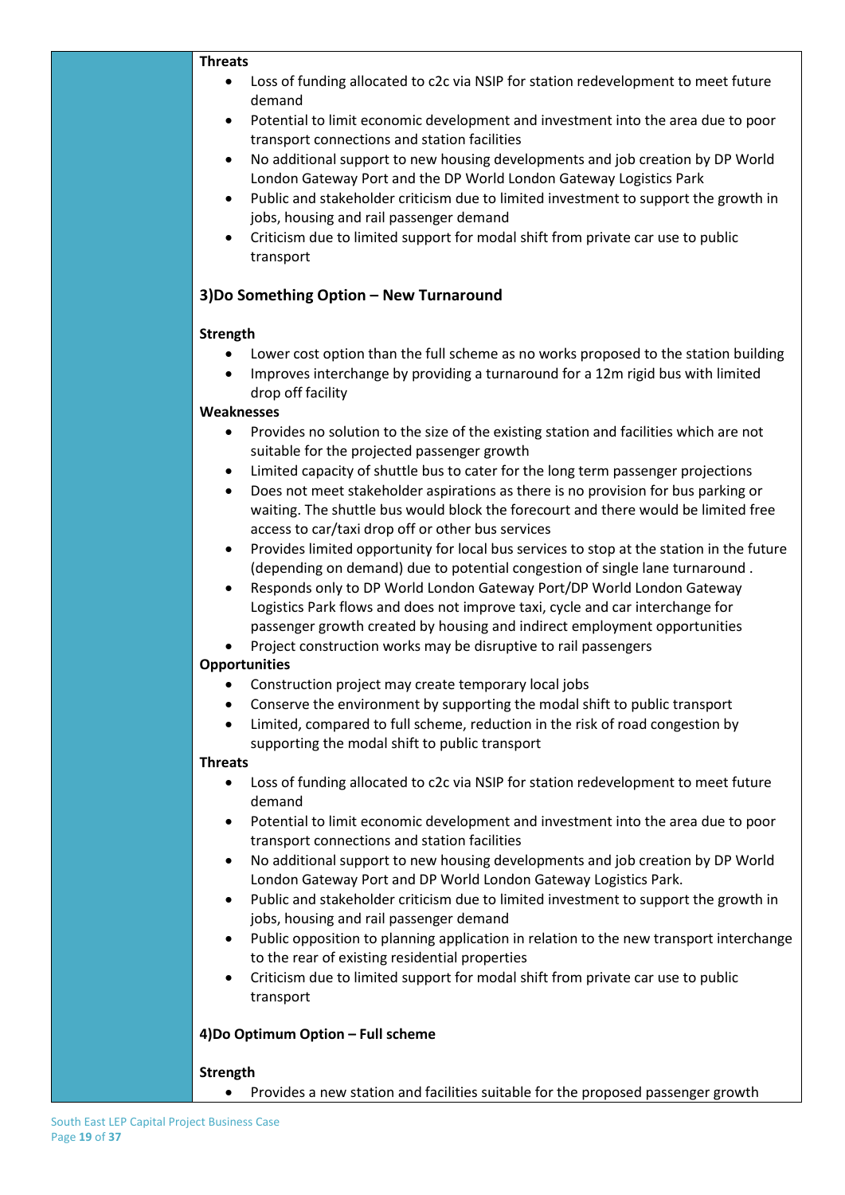**Threats**

- Loss of funding allocated to c2c via NSIP for station redevelopment to meet future demand
- Potential to limit economic development and investment into the area due to poor transport connections and station facilities
- No additional support to new housing developments and job creation by DP World London Gateway Port and the DP World London Gateway Logistics Park
- Public and stakeholder criticism due to limited investment to support the growth in jobs, housing and rail passenger demand
- Criticism due to limited support for modal shift from private car use to public transport

**3)Do Something Option – New Turnaround**

**Strength**

- Lower cost option than the full scheme as no works proposed to the station building
- Improves interchange by providing a turnaround for a 12m rigid bus with limited drop off facility

**Weaknesses**

- Provides no solution to the size of the existing station and facilities which are not suitable for the projected passenger growth
- Limited capacity of shuttle bus to cater for the long term passenger projections
- Does not meet stakeholder aspirations as there is no provision for bus parking or waiting. The shuttle bus would block the forecourt and there would be limited free access to car/taxi drop off or other bus services
- Provides limited opportunity for local bus services to stop at the station in the future (depending on demand) due to potential congestion of single lane turnaround .
- Responds only to DP World London Gateway Port/DP World London Gateway Logistics Park flows and does not improve taxi, cycle and car interchange for passenger growth created by housing and indirect employment opportunities
- Project construction works may be disruptive to rail passengers

**Opportunities**

- Construction project may create temporary local jobs
- Conserve the environment by supporting the modal shift to public transport
- Limited, compared to full scheme, reduction in the risk of road congestion by supporting the modal shift to public transport

**Threats**

- Loss of funding allocated to c2c via NSIP for station redevelopment to meet future demand
- Potential to limit economic development and investment into the area due to poor transport connections and station facilities
- No additional support to new housing developments and job creation by DP World London Gateway Port and DP World London Gateway Logistics Park.
- Public and stakeholder criticism due to limited investment to support the growth in jobs, housing and rail passenger demand
- Public opposition to planning application in relation to the new transport interchange to the rear of existing residential properties
- Criticism due to limited support for modal shift from private car use to public transport

**4)Do Optimum Option – Full scheme**

**Strength**

- Provides a new station and facilities suitable for the proposed passenger growth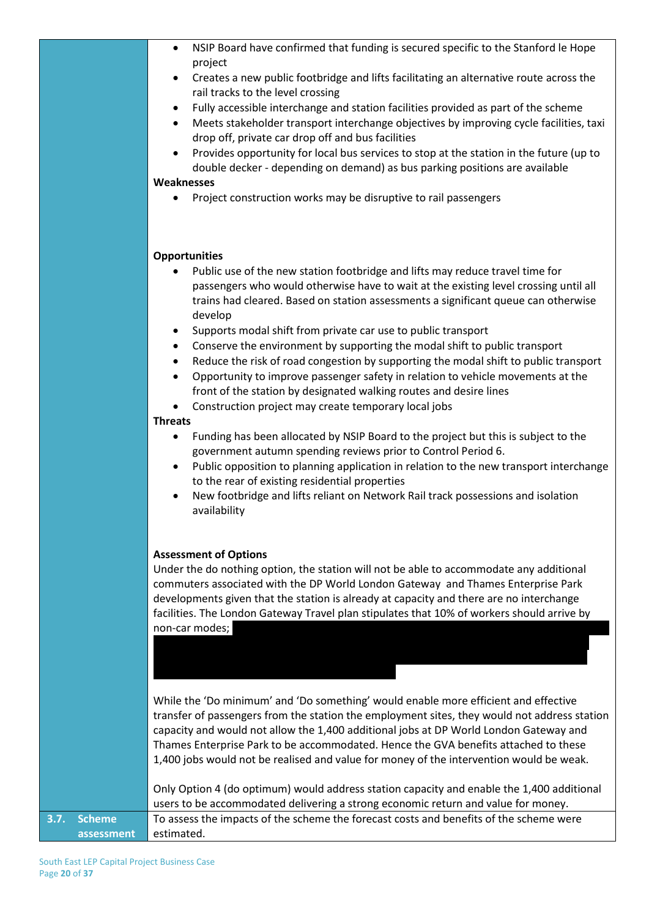- NSIP Board have confirmed that funding is secured specific to the Stanford le Hope project
- Creates a new public footbridge and lifts facilitating an alternative route across the rail tracks to the level crossing
- Fully accessible interchange and station facilities provided as part of the scheme
- Meets stakeholder transport interchange objectives by improving cycle facilities, taxi drop off, private car drop off and bus facilities
- Provides opportunity for local bus services to stop at the station in the future (up to double decker - depending on demand) as bus parking positions are available

**Weaknesses**

- Project construction works may be disruptive to rail passengers

**Opportunities**

- Public use of the new station footbridge and lifts may reduce travel time for passengers who would otherwise have to wait at the existing level crossing until all trains had cleared. Based on station assessments a significant queue can otherwise develop
- Supports modal shift from private car use to public transport
- Conserve the environment by supporting the modal shift to public transport
- Reduce the risk of road congestion by supporting the modal shift to public transport
- Opportunity to improve passenger safety in relation to vehicle movements at the front of the station by designated walking routes and desire lines
- Construction project may create temporary local jobs

**Threats**

- Funding has been allocated by NSIP Board to the project but this is subject to the government autumn spending reviews prior to Control Period 6.
- Public opposition to planning application in relation to the new transport interchange to the rear of existing residential properties
- New footbridge and lifts reliant on Network Rail track possessions and isolation availability

**Assessment of Options**

Under the do nothing option, the station will not be able to accommodate any additional commuters associated with the DP World London Gateway and Thames Enterprise Park developments given that the station is already at capacity and there are no interchange facilities. The London Gateway Travel plan stipulates that 10% of workers should arrive by non-car modes;

While the 'Do minimum' and 'Do something' would enable more efficient and effective transfer of passengers from the station the employment sites, they would not address station capacity and would not allow the 1,400 additional jobs at DP World London Gateway and Thames Enterprise Park to be accommodated. Hence the GVA benefits attached to these 1,400 jobs would not be realised and value for money of the intervention would be weak.

Only Option 4 (do optimum) would address station capacity and enable the 1,400 additional users to be accommodated delivering a strong economic return and value for money.

## 3.7. Scheme assessment

To assess the impacts of the scheme the forecast costs and benefits of the scheme were estimated.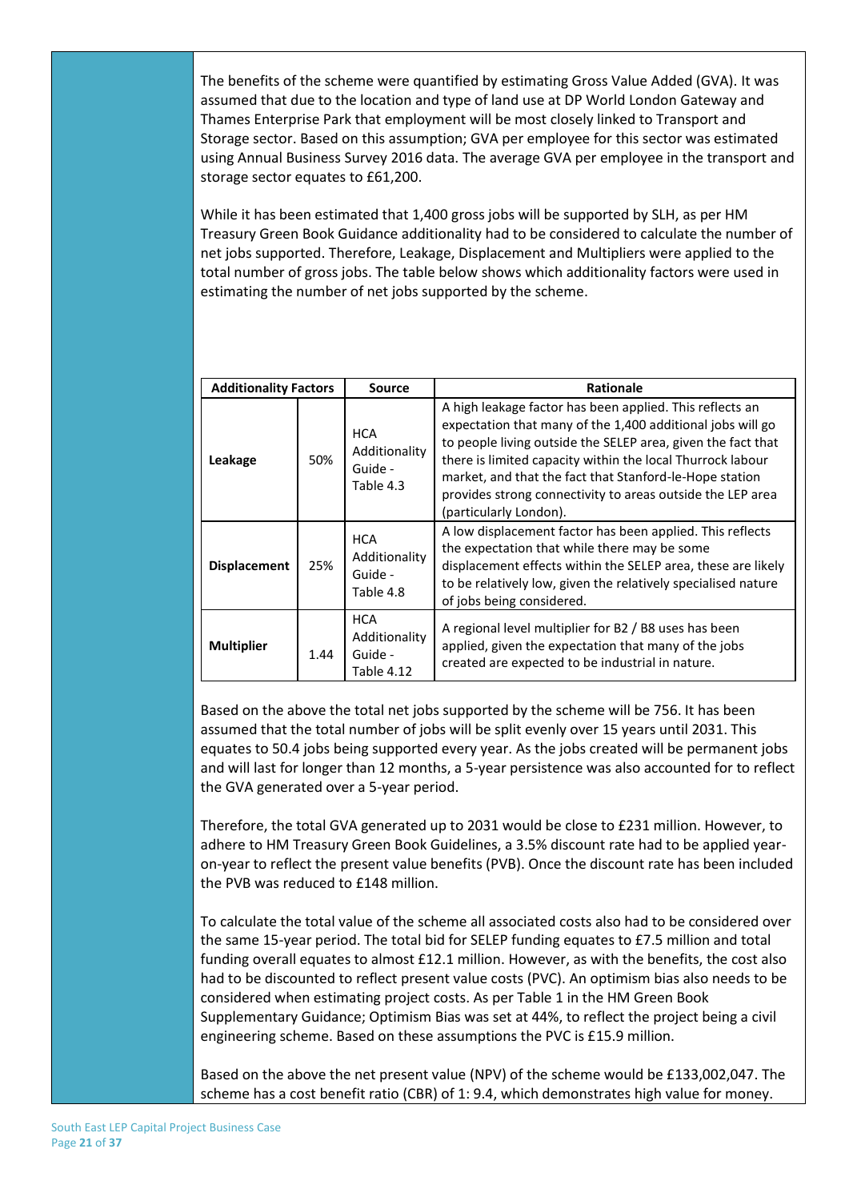The benefits of the scheme were quantified by estimating Gross Value Added (GVA). It was assumed that due to the location and type of land use at DP World London Gateway and Thames Enterprise Park that employment will be most closely linked to Transport and Storage sector. Based on this assumption; GVA per employee for this sector was estimated using Annual Business Survey 2016 data. The average GVA per employee in the transport and storage sector equates to £61,200.

While it has been estimated that 1,400 gross jobs will be supported by SLH, as per HM Treasury Green Book Guidance additionality had to be considered to calculate the number of net jobs supported. Therefore, Leakage, Displacement and Multipliers were applied to the total number of gross jobs. The table below shows which additionality factors were used in estimating the number of net jobs supported by the scheme.

| Additionality Factors | | Source | Rationale |
|---|---|---|---|
| **Leakage** | 50% | HCA Additionality Guide - Table 4.3 | A high leakage factor has been applied. This reflects an expectation that many of the 1,400 additional jobs will go to people living outside the SELEP area, given the fact that there is limited capacity within the local Thurrock labour market, and that the fact that Stanford-le-Hope station provides strong connectivity to areas outside the LEP area (particularly London). |
| **Displacement** | 25% | HCA Additionality Guide - Table 4.8 | A low displacement factor has been applied. This reflects the expectation that while there may be some displacement effects within the SELEP area, these are likely to be relatively low, given the relatively specialised nature of jobs being considered. |
| **Multiplier** | 1.44 | HCA Additionality Guide - Table 4.12 | A regional level multiplier for B2 / B8 uses has been applied, given the expectation that many of the jobs created are expected to be industrial in nature. |

Based on the above the total net jobs supported by the scheme will be 756. It has been assumed that the total number of jobs will be split evenly over 15 years until 2031. This equates to 50.4 jobs being supported every year. As the jobs created will be permanent jobs and will last for longer than 12 months, a 5-year persistence was also accounted for to reflect the GVA generated over a 5-year period.

Therefore, the total GVA generated up to 2031 would be close to £231 million. However, to adhere to HM Treasury Green Book Guidelines, a 3.5% discount rate had to be applied year-on-year to reflect the present value benefits (PVB). Once the discount rate has been included the PVB was reduced to £148 million.

To calculate the total value of the scheme all associated costs also had to be considered over the same 15-year period. The total bid for SELEP funding equates to £7.5 million and total funding overall equates to almost £12.1 million. However, as with the benefits, the cost also had to be discounted to reflect present value costs (PVC). An optimism bias also needs to be considered when estimating project costs. As per Table 1 in the HM Green Book Supplementary Guidance; Optimism Bias was set at 44%, to reflect the project being a civil engineering scheme. Based on these assumptions the PVC is £15.9 million.

Based on the above the net present value (NPV) of the scheme would be £133,002,047. The scheme has a cost benefit ratio (CBR) of 1: 9.4, which demonstrates high value for money.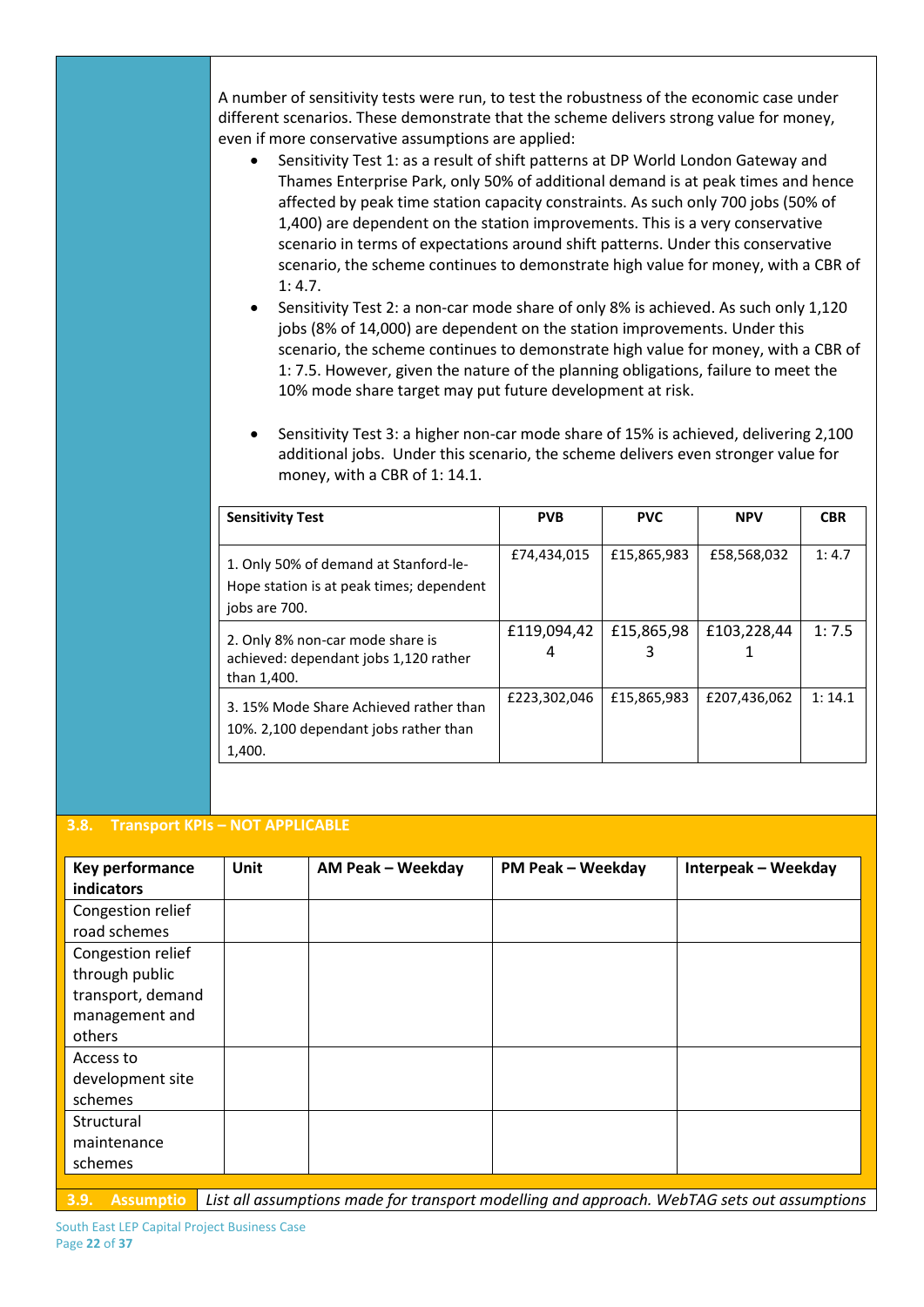A number of sensitivity tests were run, to test the robustness of the economic case under different scenarios. These demonstrate that the scheme delivers strong value for money, even if more conservative assumptions are applied:

- Sensitivity Test 1: as a result of shift patterns at DP World London Gateway and Thames Enterprise Park, only 50% of additional demand is at peak times and hence affected by peak time station capacity constraints. As such only 700 jobs (50% of 1,400) are dependent on the station improvements. This is a very conservative scenario in terms of expectations around shift patterns. Under this conservative scenario, the scheme continues to demonstrate high value for money, with a CBR of 1: 4.7.
- Sensitivity Test 2: a non-car mode share of only 8% is achieved. As such only 1,120 jobs (8% of 14,000) are dependent on the station improvements. Under this scenario, the scheme continues to demonstrate high value for money, with a CBR of 1: 7.5. However, given the nature of the planning obligations, failure to meet the 10% mode share target may put future development at risk.
- Sensitivity Test 3: a higher non-car mode share of 15% is achieved, delivering 2,100 additional jobs. Under this scenario, the scheme delivers even stronger value for money, with a CBR of 1: 14.1.

| Sensitivity Test | PVB | PVC | NPV | CBR |
|---|---|---|---|---|
| 1. Only 50% of demand at Stanford-le-Hope station is at peak times; dependent jobs are 700. | £74,434,015 | £15,865,983 | £58,568,032 | 1: 4.7 |
| 2. Only 8% non-car mode share is achieved: dependant jobs 1,120 rather than 1,400. | £119,094,424 | £15,865,983 | £103,228,441 | 1: 7.5 |
| 3. 15% Mode Share Achieved rather than 10%. 2,100 dependant jobs rather than 1,400. | £223,302,046 | £15,865,983 | £207,436,062 | 1: 14.1 |

## 3.8. Transport KPIs – NOT APPLICABLE

| Key performance indicators | Unit | AM Peak – Weekday | PM Peak – Weekday | Interpeak – Weekday |
|---|---|---|---|---|
| Congestion relief road schemes | | | | |
| Congestion relief through public transport, demand management and others | | | | |
| Access to development site schemes | | | | |
| Structural maintenance schemes | | | | |

## 3.9. Assumptio

*List all assumptions made for transport modelling and approach. WebTAG sets out assumptions*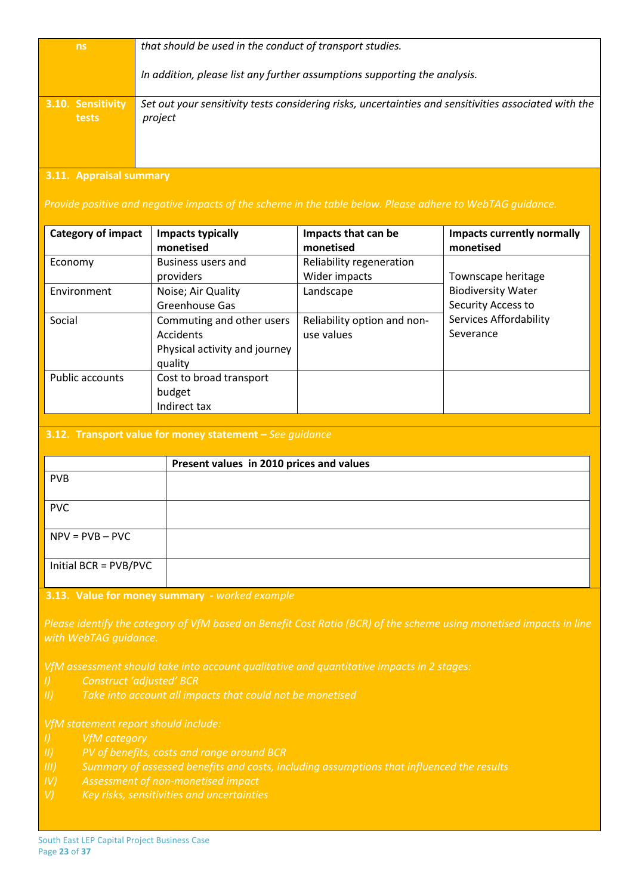| ns | *that should be used in the conduct of transport studies.*<br><br>*In addition, please list any further assumptions supporting the analysis.* |
|---|---|
| **3.10. Sensitivity tests** | *Set out your sensitivity tests considering risks, uncertainties and sensitivities associated with the project* |

### 3.11. Appraisal summary

*Provide positive and negative impacts of the scheme in the table below. Please adhere to WebTAG guidance.*

| Category of impact | Impacts typically monetised | Impacts that can be monetised | Impacts currently normally monetised |
|---|---|---|---|
| Economy | Business users and providers | Reliability regeneration Wider impacts | Townscape heritage Biodiversity Water Security Access to Services Affordability Severance |
| Environment | Noise; Air Quality Greenhouse Gas | Landscape | |
| Social | Commuting and other users Accidents Physical activity and journey quality | Reliability option and non-use values | |
| Public accounts | Cost to broad transport budget Indirect tax | | |

### 3.12. Transport value for money statement – *See guidance*

| | Present values in 2010 prices and values |
|---|---|
| PVB | |
| PVC | |
| NPV = PVB – PVC | |
| Initial BCR = PVB/PVC | |

### 3.13. Value for money summary - *worked example*

*Please identify the category of VfM based on Benefit Cost Ratio (BCR) of the scheme using monetised impacts in line with WebTAG guidance.*

*VfM assessment should take into account qualitative and quantitative impacts in 2 stages:*

*I) Construct 'adjusted' BCR*
*II) Take into account all impacts that could not be monetised*

*VfM statement report should include:*

*I) VfM category*
*II) PV of benefits, costs and range around BCR*
*III) Summary of assessed benefits and costs, including assumptions that influenced the results*
*IV) Assessment of non-monetised impact*
*V) Key risks, sensitivities and uncertainties*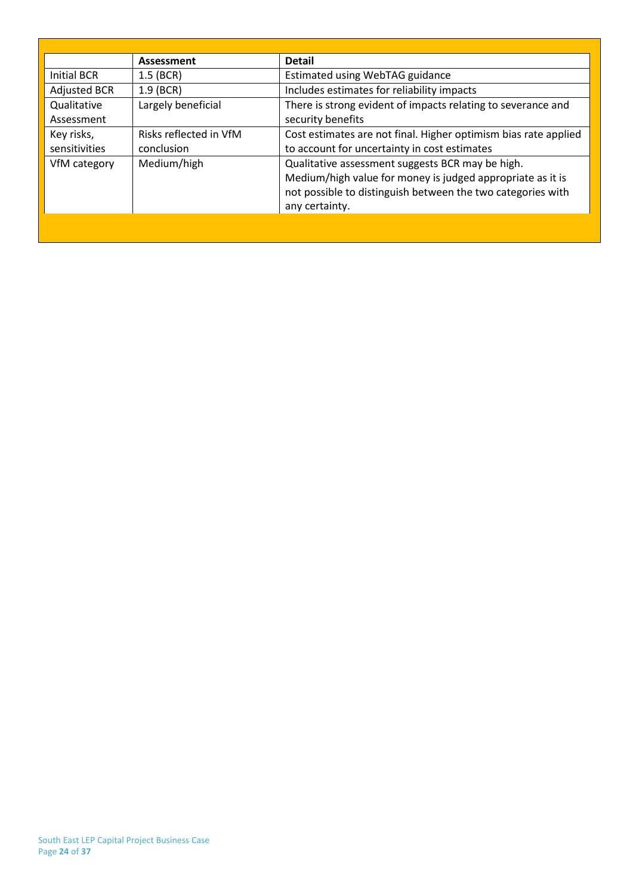| | Assessment | Detail |
|---|---|---|
| Initial BCR | 1.5 (BCR) | Estimated using WebTAG guidance |
| Adjusted BCR | 1.9 (BCR) | Includes estimates for reliability impacts |
| Qualitative Assessment | Largely beneficial | There is strong evident of impacts relating to severance and security benefits |
| Key risks, sensitivities | Risks reflected in VfM conclusion | Cost estimates are not final. Higher optimism bias rate applied to account for uncertainty in cost estimates |
| VfM category | Medium/high | Qualitative assessment suggests BCR may be high. Medium/high value for money is judged appropriate as it is not possible to distinguish between the two categories with any certainty. |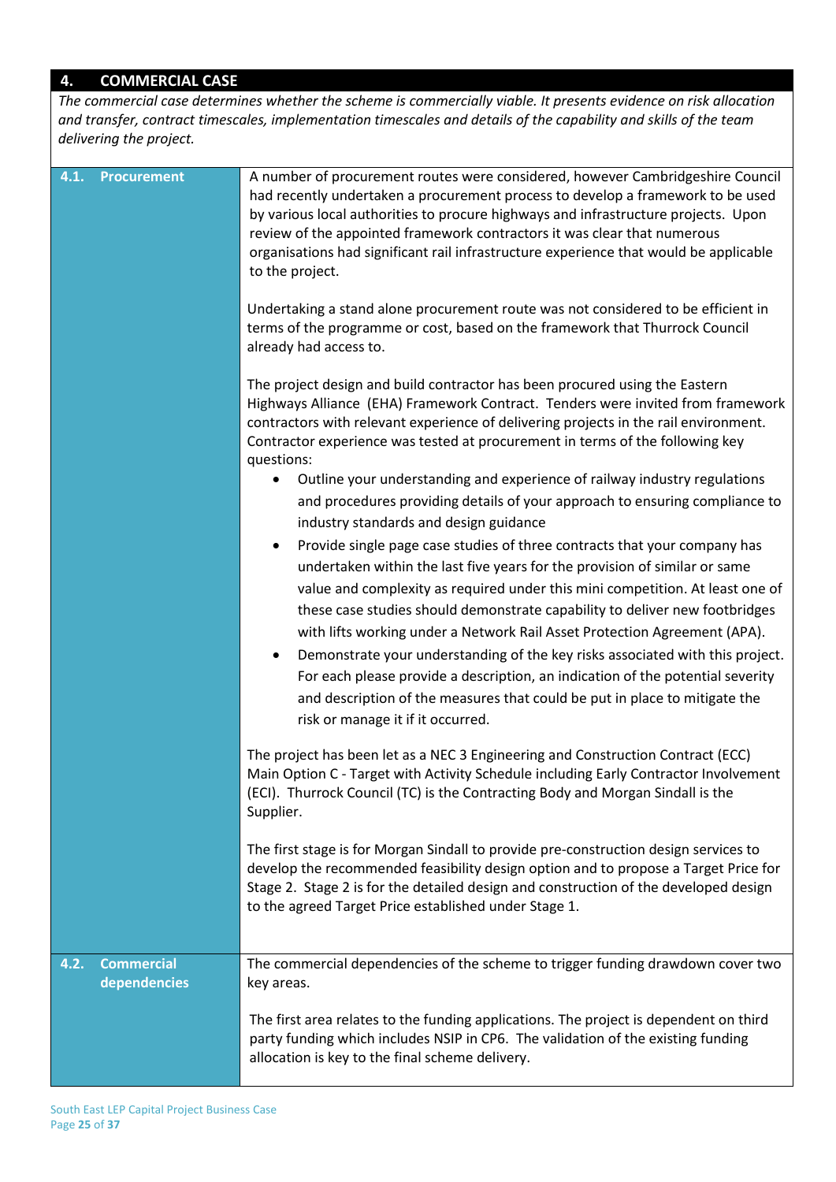## 4. COMMERCIAL CASE

*The commercial case determines whether the scheme is commercially viable. It presents evidence on risk allocation and transfer, contract timescales, implementation timescales and details of the capability and skills of the team delivering the project.*

### 4.1. Procurement

A number of procurement routes were considered, however Cambridgeshire Council had recently undertaken a procurement process to develop a framework to be used by various local authorities to procure highways and infrastructure projects. Upon review of the appointed framework contractors it was clear that numerous organisations had significant rail infrastructure experience that would be applicable to the project.

Undertaking a stand alone procurement route was not considered to be efficient in terms of the programme or cost, based on the framework that Thurrock Council already had access to.

The project design and build contractor has been procured using the Eastern Highways Alliance (EHA) Framework Contract. Tenders were invited from framework contractors with relevant experience of delivering projects in the rail environment. Contractor experience was tested at procurement in terms of the following key questions:

- Outline your understanding and experience of railway industry regulations and procedures providing details of your approach to ensuring compliance to industry standards and design guidance
- Provide single page case studies of three contracts that your company has undertaken within the last five years for the provision of similar or same value and complexity as required under this mini competition. At least one of these case studies should demonstrate capability to deliver new footbridges with lifts working under a Network Rail Asset Protection Agreement (APA).
- Demonstrate your understanding of the key risks associated with this project. For each please provide a description, an indication of the potential severity and description of the measures that could be put in place to mitigate the risk or manage it if it occurred.

The project has been let as a NEC 3 Engineering and Construction Contract (ECC) Main Option C - Target with Activity Schedule including Early Contractor Involvement (ECI). Thurrock Council (TC) is the Contracting Body and Morgan Sindall is the Supplier.

The first stage is for Morgan Sindall to provide pre-construction design services to develop the recommended feasibility design option and to propose a Target Price for Stage 2. Stage 2 is for the detailed design and construction of the developed design to the agreed Target Price established under Stage 1.

### 4.2. Commercial dependencies

The commercial dependencies of the scheme to trigger funding drawdown cover two key areas.

The first area relates to the funding applications. The project is dependent on third party funding which includes NSIP in CP6. The validation of the existing funding allocation is key to the final scheme delivery.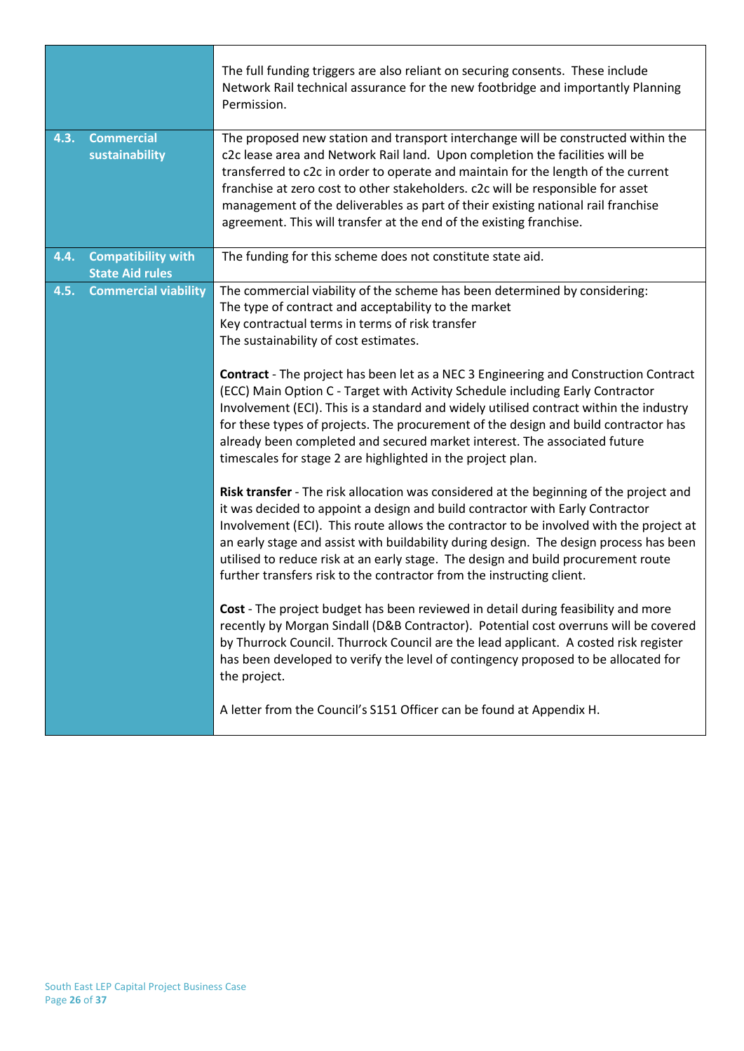| | |
|---|---|
| | The full funding triggers are also reliant on securing consents. These include Network Rail technical assurance for the new footbridge and importantly Planning Permission. |
| **4.3. Commercial sustainability** | The proposed new station and transport interchange will be constructed within the c2c lease area and Network Rail land. Upon completion the facilities will be transferred to c2c in order to operate and maintain for the length of the current franchise at zero cost to other stakeholders. c2c will be responsible for asset management of the deliverables as part of their existing national rail franchise agreement. This will transfer at the end of the existing franchise. |
| **4.4. Compatibility with State Aid rules** | The funding for this scheme does not constitute state aid. |
| **4.5. Commercial viability** | The commercial viability of the scheme has been determined by considering:<br>The type of contract and acceptability to the market<br>Key contractual terms in terms of risk transfer<br>The sustainability of cost estimates.<br><br>**Contract** - The project has been let as a NEC 3 Engineering and Construction Contract (ECC) Main Option C - Target with Activity Schedule including Early Contractor Involvement (ECI). This is a standard and widely utilised contract within the industry for these types of projects. The procurement of the design and build contractor has already been completed and secured market interest. The associated future timescales for stage 2 are highlighted in the project plan.<br><br>**Risk transfer** - The risk allocation was considered at the beginning of the project and it was decided to appoint a design and build contractor with Early Contractor Involvement (ECI). This route allows the contractor to be involved with the project at an early stage and assist with buildability during design. The design process has been utilised to reduce risk at an early stage. The design and build procurement route further transfers risk to the contractor from the instructing client.<br><br>**Cost** - The project budget has been reviewed in detail during feasibility and more recently by Morgan Sindall (D&B Contractor). Potential cost overruns will be covered by Thurrock Council. Thurrock Council are the lead applicant. A costed risk register has been developed to verify the level of contingency proposed to be allocated for the project.<br><br>A letter from the Council's S151 Officer can be found at Appendix H. |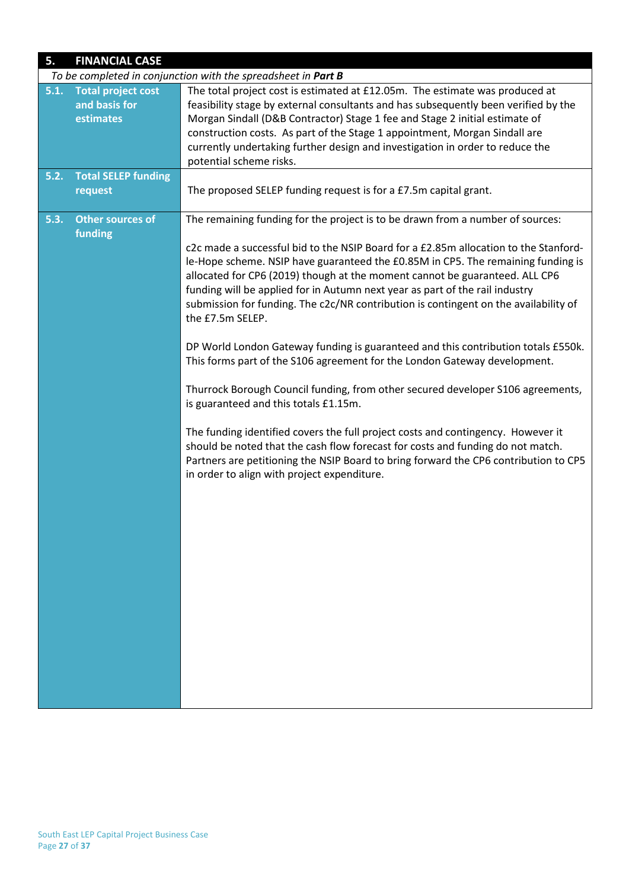| 5. FINANCIAL CASE | |
|---|---|
| *To be completed in conjunction with the spreadsheet in* ***Part B*** | |
| **5.1. Total project cost and basis for estimates** | The total project cost is estimated at £12.05m. The estimate was produced at feasibility stage by external consultants and has subsequently been verified by the Morgan Sindall (D&B Contractor) Stage 1 fee and Stage 2 initial estimate of construction costs. As part of the Stage 1 appointment, Morgan Sindall are currently undertaking further design and investigation in order to reduce the potential scheme risks. |
| **5.2. Total SELEP funding request** | The proposed SELEP funding request is for a £7.5m capital grant. |
| **5.3. Other sources of funding** | The remaining funding for the project is to be drawn from a number of sources:<br><br>c2c made a successful bid to the NSIP Board for a £2.85m allocation to the Stanford-le-Hope scheme. NSIP have guaranteed the £0.85M in CP5. The remaining funding is allocated for CP6 (2019) though at the moment cannot be guaranteed. ALL CP6 funding will be applied for in Autumn next year as part of the rail industry submission for funding. The c2c/NR contribution is contingent on the availability of the £7.5m SELEP.<br><br>DP World London Gateway funding is guaranteed and this contribution totals £550k. This forms part of the S106 agreement for the London Gateway development.<br><br>Thurrock Borough Council funding, from other secured developer S106 agreements, is guaranteed and this totals £1.15m.<br><br>The funding identified covers the full project costs and contingency. However it should be noted that the cash flow forecast for costs and funding do not match. Partners are petitioning the NSIP Board to bring forward the CP6 contribution to CP5 in order to align with project expenditure. |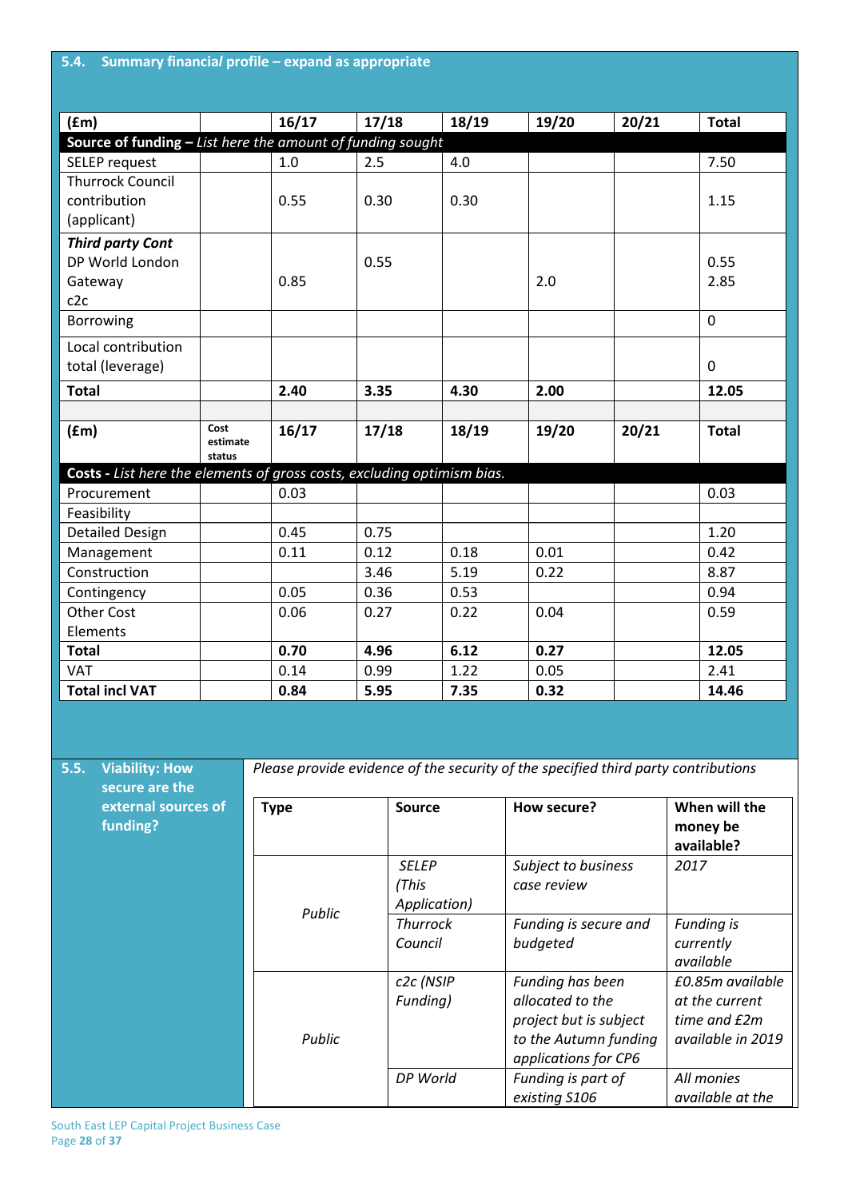## 5.4. Summary financial profile – expand as appropriate

| (£m) | | 16/17 | 17/18 | 18/19 | 19/20 | 20/21 | Total |
|---|---|---|---|---|---|---|---|
| **Source of funding** – *List here the amount of funding sought* | | | | | | | |
| SELEP request | | 1.0 | 2.5 | 4.0 | | | 7.50 |
| Thurrock Council contribution (applicant) | | 0.55 | 0.30 | 0.30 | | | 1.15 |
| ***Third party Cont*** DP World London Gateway c2c | | 0.85 | 0.55 | | 2.0 | | 0.55 2.85 |
| Borrowing | | | | | | | 0 |
| Local contribution total (leverage) | | | | | | | 0 |
| **Total** | | **2.40** | **3.35** | **4.30** | **2.00** | | **12.05** |

| (£m) | Cost estimate status | 16/17 | 17/18 | 18/19 | 19/20 | 20/21 | Total |
|---|---|---|---|---|---|---|---|
| **Costs** - *List here the elements of gross costs, excluding optimism bias.* | | | | | | | |
| Procurement | | 0.03 | | | | | 0.03 |
| Feasibility | | | | | | | |
| Detailed Design | | 0.45 | 0.75 | | | | 1.20 |
| Management | | 0.11 | 0.12 | 0.18 | 0.01 | | 0.42 |
| Construction | | | 3.46 | 5.19 | 0.22 | | 8.87 |
| Contingency | | 0.05 | 0.36 | 0.53 | | | 0.94 |
| Other Cost Elements | | 0.06 | 0.27 | 0.22 | 0.04 | | 0.59 |
| **Total** | | **0.70** | **4.96** | **6.12** | **0.27** | | **12.05** |
| VAT | | 0.14 | 0.99 | 1.22 | 0.05 | | 2.41 |
| **Total incl VAT** | | **0.84** | **5.95** | **7.35** | **0.32** | | **14.46** |

## 5.5. Viability: How secure are the external sources of funding?

*Please provide evidence of the security of the specified third party contributions*

| Type | Source | How secure? | When will the money be available? |
|---|---|---|---|
| *Public* | *SELEP (This Application)* | *Subject to business case review* | *2017* |
| | *Thurrock Council* | *Funding is secure and budgeted* | *Funding is currently available* |
| *Public* | *c2c (NSIP Funding)* | *Funding has been allocated to the project but is subject to the Autumn funding applications for CP6* | *£0.85m available at the current time and £2m available in 2019* |
| | *DP World* | *Funding is part of existing S106* | *All monies available at the* |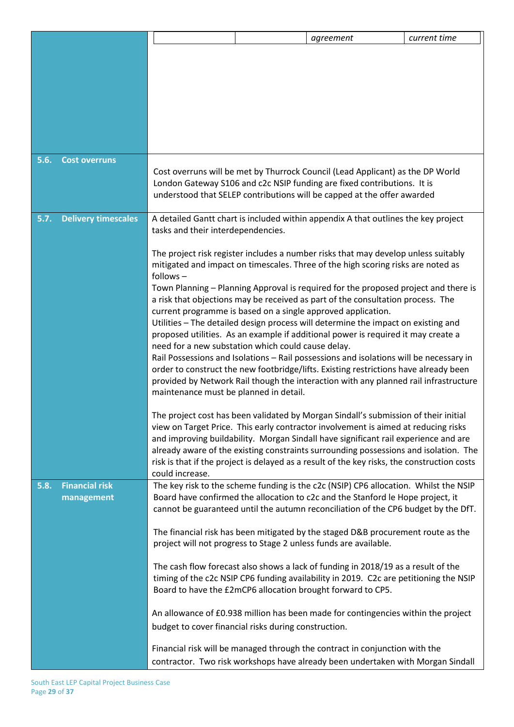| | | agreement | current time |
|---|---|---|---|

| | |
|---|---|
| **5.6. Cost overruns** | Cost overruns will be met by Thurrock Council (Lead Applicant) as the DP World London Gateway S106 and c2c NSIP funding are fixed contributions. It is understood that SELEP contributions will be capped at the offer awarded |
| **5.7. Delivery timescales** | A detailed Gantt chart is included within appendix A that outlines the key project tasks and their interdependencies.<br><br>The project risk register includes a number risks that may develop unless suitably mitigated and impact on timescales. Three of the high scoring risks are noted as follows –<br>Town Planning – Planning Approval is required for the proposed project and there is a risk that objections may be received as part of the consultation process. The current programme is based on a single approved application.<br>Utilities – The detailed design process will determine the impact on existing and proposed utilities. As an example if additional power is required it may create a need for a new substation which could cause delay.<br>Rail Possessions and Isolations – Rail possessions and isolations will be necessary in order to construct the new footbridge/lifts. Existing restrictions have already been provided by Network Rail though the interaction with any planned rail infrastructure maintenance must be planned in detail.<br><br>The project cost has been validated by Morgan Sindall's submission of their initial view on Target Price. This early contractor involvement is aimed at reducing risks and improving buildability. Morgan Sindall have significant rail experience and are already aware of the existing constraints surrounding possessions and isolation. The risk is that if the project is delayed as a result of the key risks, the construction costs could increase. |
| **5.8. Financial risk management** | The key risk to the scheme funding is the c2c (NSIP) CP6 allocation. Whilst the NSIP Board have confirmed the allocation to c2c and the Stanford le Hope project, it cannot be guaranteed until the autumn reconciliation of the CP6 budget by the DfT.<br><br>The financial risk has been mitigated by the staged D&B procurement route as the project will not progress to Stage 2 unless funds are available.<br><br>The cash flow forecast also shows a lack of funding in 2018/19 as a result of the timing of the c2c NSIP CP6 funding availability in 2019. C2c are petitioning the NSIP Board to have the £2mCP6 allocation brought forward to CP5.<br><br>An allowance of £0.938 million has been made for contingencies within the project budget to cover financial risks during construction.<br><br>Financial risk will be managed through the contract in conjunction with the contractor. Two risk workshops have already been undertaken with Morgan Sindall |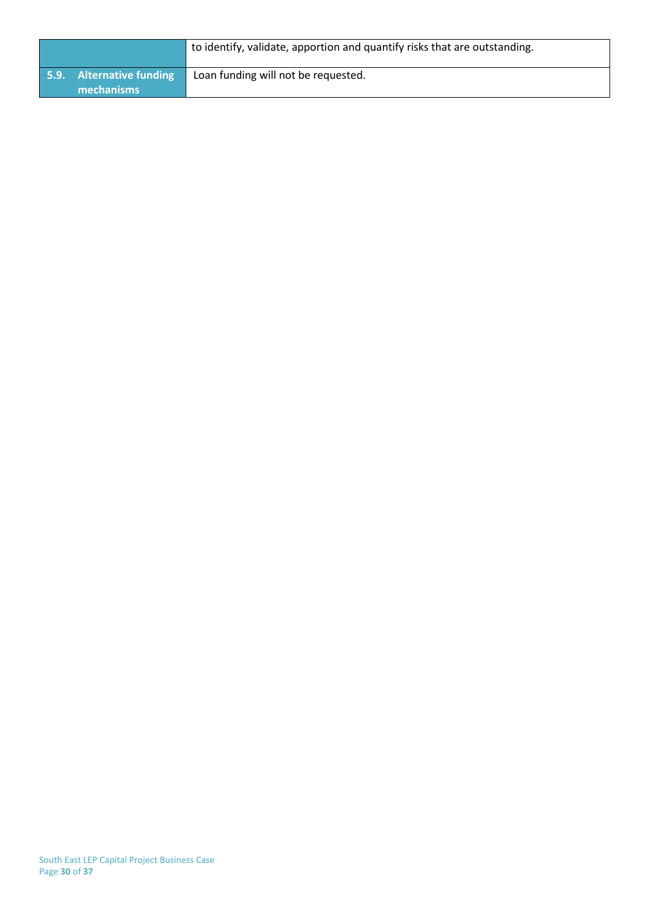| | |
|---|---|
| | to identify, validate, apportion and quantify risks that are outstanding. |
| **5.9. Alternative funding mechanisms** | Loan funding will not be requested. |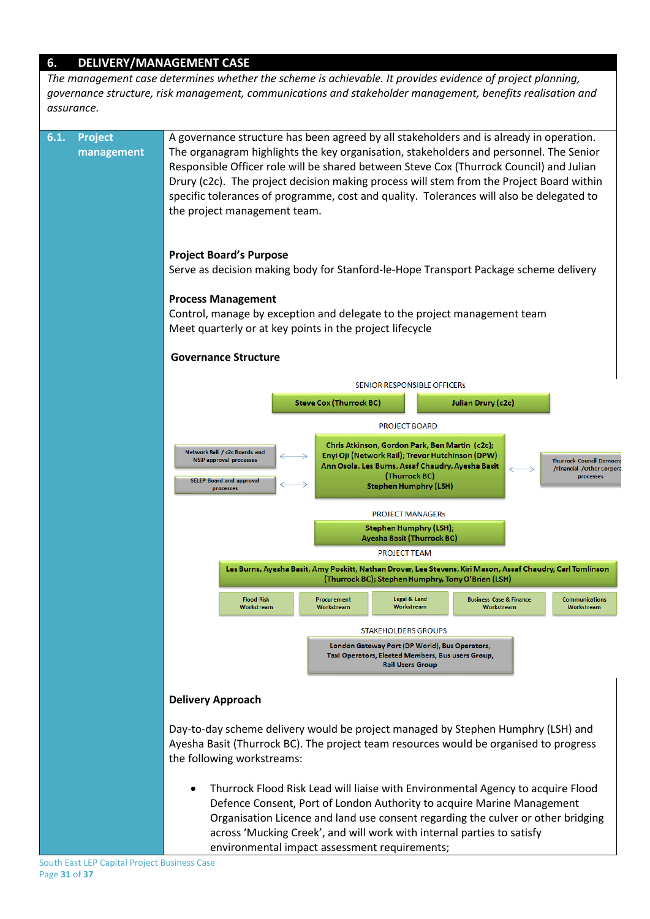## 6. DELIVERY/MANAGEMENT CASE

*The management case determines whether the scheme is achievable. It provides evidence of project planning, governance structure, risk management, communications and stakeholder management, benefits realisation and assurance.*

### 6.1. Project management

A governance structure has been agreed by all stakeholders and is already in operation. The organagram highlights the key organisation, stakeholders and personnel. The Senior Responsible Officer role will be shared between Steve Cox (Thurrock Council) and Julian Drury (c2c). The project decision making process will stem from the Project Board within specific tolerances of programme, cost and quality. Tolerances will also be delegated to the project management team.

**Project Board's Purpose**

Serve as decision making body for Stanford-le-Hope Transport Package scheme delivery

**Process Management**

Control, manage by exception and delegate to the project management team

Meet quarterly or at key points in the project lifecycle

**Governance Structure**

SENIOR RESPONSIBLE OFFICERs

- Steve Cox (Thurrock BC)
- Julian Drury (c2c)

PROJECT BOARD

Chris Atkinson, Gordon Park, Ben Martin (c2c); Enyi Oji (Network Rail); Trevor Hutchinson (DPW) Ann Osola, Les Burns, Assaf Chaudry, Ayesha Basit (Thurrock BC) Stephen Humphry (LSH)

- Network Rail / c2c Boards and NSIP approval processes ⟷ Project Board
- SELEP Board and approval processes ⟷ Project Board
- Project Board ⟷ Thurrock Council Democra /Financial /Other Corpora processes

PROJECT MANAGERs

Stephen Humphry (LSH); Ayesha Basit (Thurrock BC)

PROJECT TEAM

Les Burns, Ayesha Basit, Amy Poskitt, Nathan Drover, Lee Stevens, Kiri Mason, Assaf Chaudry, Carl Tomlinson (Thurrock BC); Stephen Humphry, Tony O'Brien (LSH)

- Flood Risk Workstream
- Procurement Workstream
- Legal & Land Workstream
- Business Case & Finance Workstream
- Communications Workstream

STAKEHOLDERS GROUPS

London Gateway Port (DP World), Bus Operators, Taxi Operators, Elected Members, Bus users Group, Rail Users Group

**Delivery Approach**

Day-to-day scheme delivery would be project managed by Stephen Humphry (LSH) and Ayesha Basit (Thurrock BC). The project team resources would be organised to progress the following workstreams:

- Thurrock Flood Risk Lead will liaise with Environmental Agency to acquire Flood Defence Consent, Port of London Authority to acquire Marine Management Organisation Licence and land use consent regarding the culver or other bridging across 'Mucking Creek', and will work with internal parties to satisfy environmental impact assessment requirements;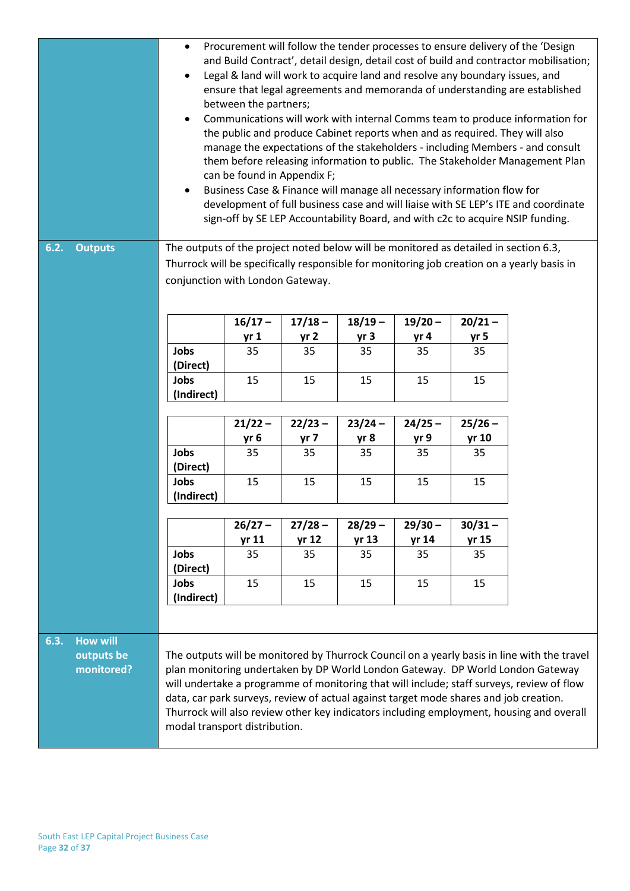- Procurement will follow the tender processes to ensure delivery of the 'Design and Build Contract', detail design, detail cost of build and contractor mobilisation;
- Legal & land will work to acquire land and resolve any boundary issues, and ensure that legal agreements and memoranda of understanding are established between the partners;
- Communications will work with internal Comms team to produce information for the public and produce Cabinet reports when and as required. They will also manage the expectations of the stakeholders - including Members - and consult them before releasing information to public. The Stakeholder Management Plan can be found in Appendix F;
- Business Case & Finance will manage all necessary information flow for development of full business case and will liaise with SE LEP's ITE and coordinate sign-off by SE LEP Accountability Board, and with c2c to acquire NSIP funding.

## 6.2. Outputs

The outputs of the project noted below will be monitored as detailed in section 6.3, Thurrock will be specifically responsible for monitoring job creation on a yearly basis in conjunction with London Gateway.

| | 16/17 – yr 1 | 17/18 – yr 2 | 18/19 – yr 3 | 19/20 – yr 4 | 20/21 – yr 5 |
|---|---|---|---|---|---|
| **Jobs (Direct)** | 35 | 35 | 35 | 35 | 35 |
| **Jobs (Indirect)** | 15 | 15 | 15 | 15 | 15 |

| | 21/22 – yr 6 | 22/23 – yr 7 | 23/24 – yr 8 | 24/25 – yr 9 | 25/26 – yr 10 |
|---|---|---|---|---|---|
| **Jobs (Direct)** | 35 | 35 | 35 | 35 | 35 |
| **Jobs (Indirect)** | 15 | 15 | 15 | 15 | 15 |

| | 26/27 – yr 11 | 27/28 – yr 12 | 28/29 – yr 13 | 29/30 – yr 14 | 30/31 – yr 15 |
|---|---|---|---|---|---|
| **Jobs (Direct)** | 35 | 35 | 35 | 35 | 35 |
| **Jobs (Indirect)** | 15 | 15 | 15 | 15 | 15 |

## 6.3. How will outputs be monitored?

The outputs will be monitored by Thurrock Council on a yearly basis in line with the travel plan monitoring undertaken by DP World London Gateway. DP World London Gateway will undertake a programme of monitoring that will include; staff surveys, review of flow data, car park surveys, review of actual against target mode shares and job creation. Thurrock will also review other key indicators including employment, housing and overall modal transport distribution.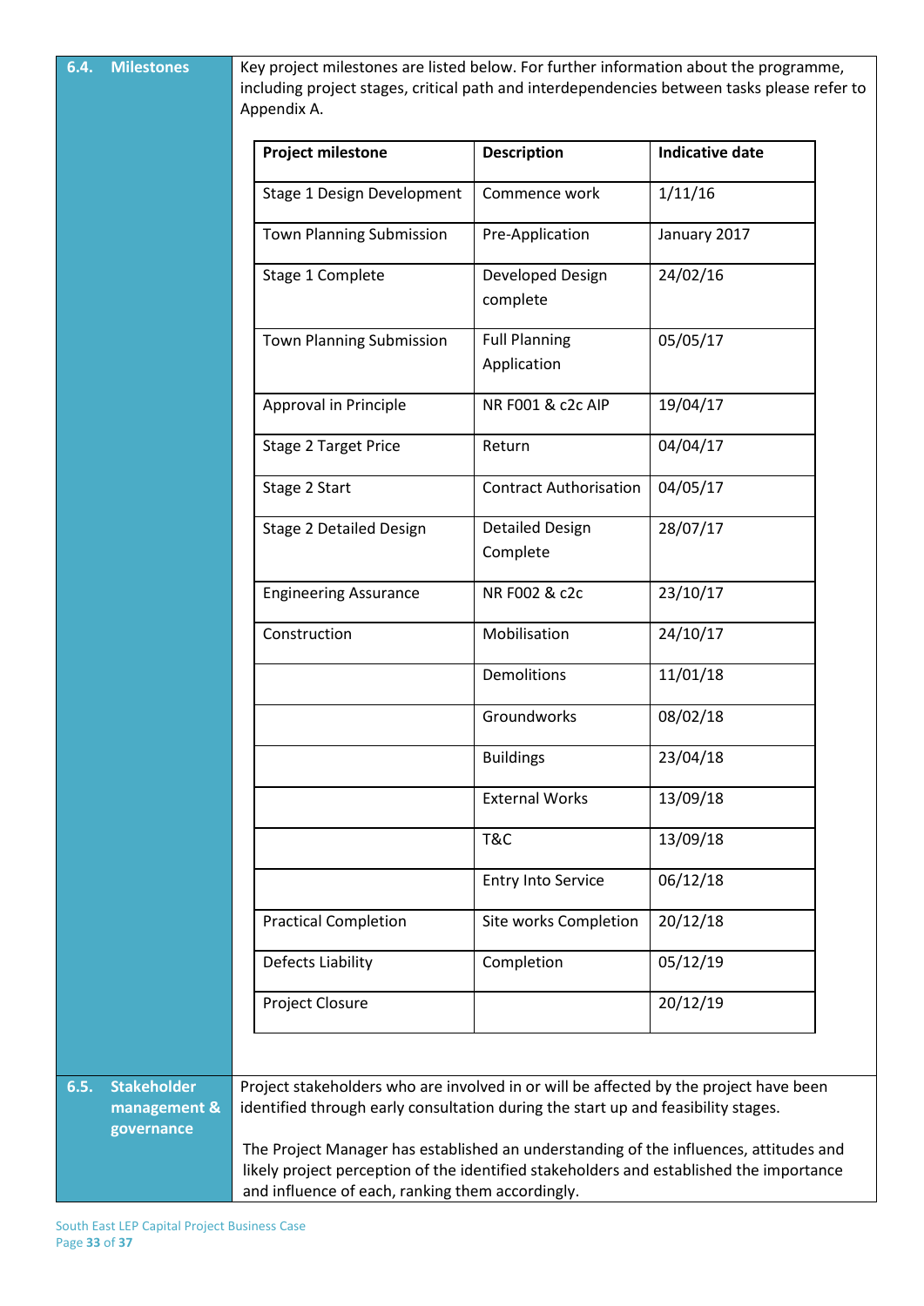## 6.4. Milestones

Key project milestones are listed below. For further information about the programme, including project stages, critical path and interdependencies between tasks please refer to Appendix A.

| Project milestone | Description | Indicative date |
|---|---|---|
| Stage 1 Design Development | Commence work | 1/11/16 |
| Town Planning Submission | Pre-Application | January 2017 |
| Stage 1 Complete | Developed Design complete | 24/02/16 |
| Town Planning Submission | Full Planning Application | 05/05/17 |
| Approval in Principle | NR F001 & c2c AIP | 19/04/17 |
| Stage 2 Target Price | Return | 04/04/17 |
| Stage 2 Start | Contract Authorisation | 04/05/17 |
| Stage 2 Detailed Design | Detailed Design Complete | 28/07/17 |
| Engineering Assurance | NR F002 & c2c | 23/10/17 |
| Construction | Mobilisation | 24/10/17 |
| | Demolitions | 11/01/18 |
| | Groundworks | 08/02/18 |
| | Buildings | 23/04/18 |
| | External Works | 13/09/18 |
| | T&C | 13/09/18 |
| | Entry Into Service | 06/12/18 |
| Practical Completion | Site works Completion | 20/12/18 |
| Defects Liability | Completion | 05/12/19 |
| Project Closure | | 20/12/19 |

## 6.5. Stakeholder management & governance

Project stakeholders who are involved in or will be affected by the project have been identified through early consultation during the start up and feasibility stages.

The Project Manager has established an understanding of the influences, attitudes and likely project perception of the identified stakeholders and established the importance and influence of each, ranking them accordingly.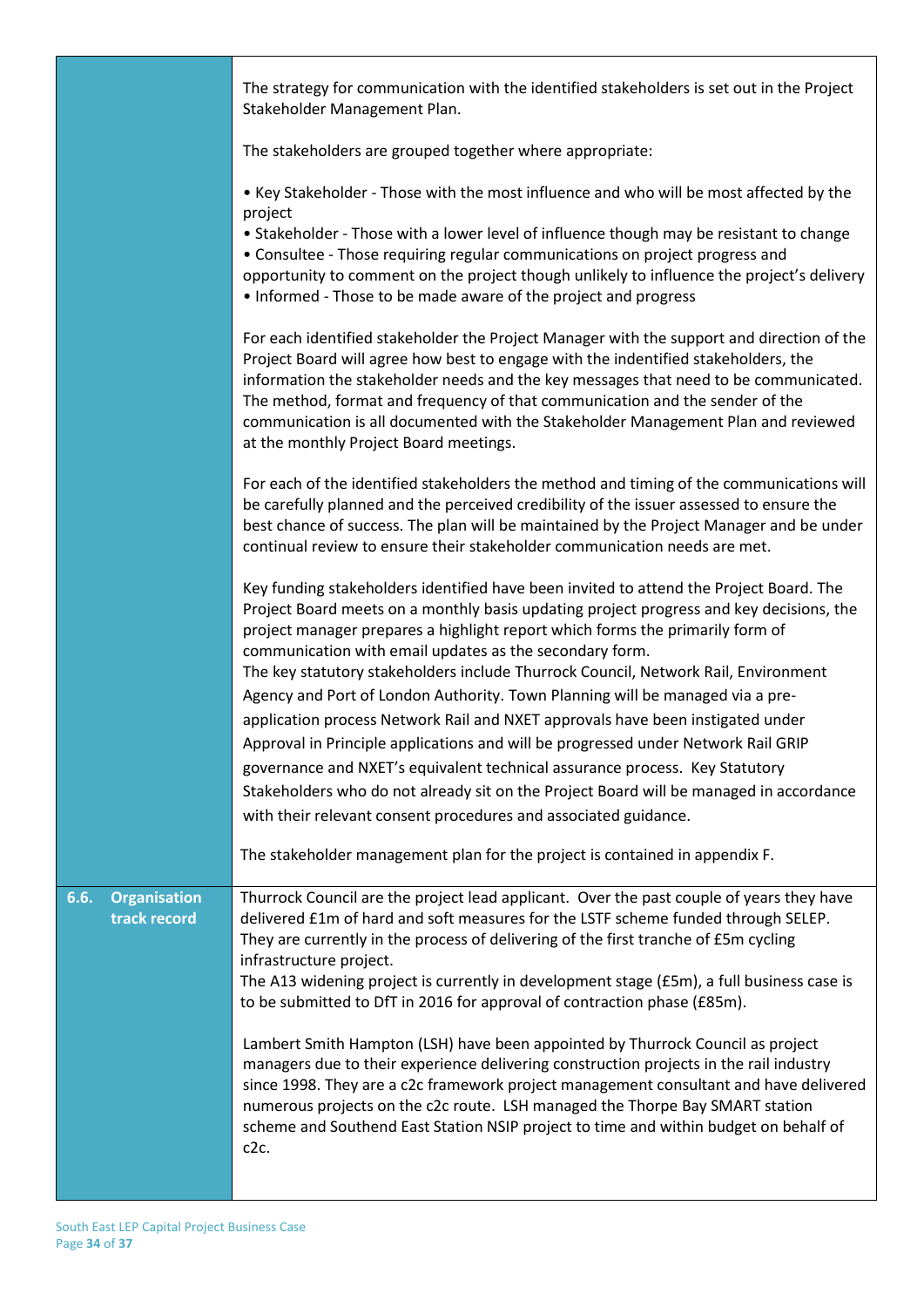| | |
|---|---|
| | The strategy for communication with the identified stakeholders is set out in the Project Stakeholder Management Plan.<br><br>The stakeholders are grouped together where appropriate:<br><br>• Key Stakeholder - Those with the most influence and who will be most affected by the project<br>• Stakeholder - Those with a lower level of influence though may be resistant to change<br>• Consultee - Those requiring regular communications on project progress and opportunity to comment on the project though unlikely to influence the project's delivery<br>• Informed - Those to be made aware of the project and progress<br><br>For each identified stakeholder the Project Manager with the support and direction of the Project Board will agree how best to engage with the indentified stakeholders, the information the stakeholder needs and the key messages that need to be communicated. The method, format and frequency of that communication and the sender of the communication is all documented with the Stakeholder Management Plan and reviewed at the monthly Project Board meetings.<br><br>For each of the identified stakeholders the method and timing of the communications will be carefully planned and the perceived credibility of the issuer assessed to ensure the best chance of success. The plan will be maintained by the Project Manager and be under continual review to ensure their stakeholder communication needs are met.<br><br>Key funding stakeholders identified have been invited to attend the Project Board. The Project Board meets on a monthly basis updating project progress and key decisions, the project manager prepares a highlight report which forms the primarily form of communication with email updates as the secondary form.<br>The key statutory stakeholders include Thurrock Council, Network Rail, Environment Agency and Port of London Authority. Town Planning will be managed via a pre-application process Network Rail and NXET approvals have been instigated under Approval in Principle applications and will be progressed under Network Rail GRIP governance and NXET's equivalent technical assurance process. Key Statutory Stakeholders who do not already sit on the Project Board will be managed in accordance with their relevant consent procedures and associated guidance.<br><br>The stakeholder management plan for the project is contained in appendix F. |
| **6.6. Organisation track record** | Thurrock Council are the project lead applicant. Over the past couple of years they have delivered £1m of hard and soft measures for the LSTF scheme funded through SELEP. They are currently in the process of delivering of the first tranche of £5m cycling infrastructure project.<br>The A13 widening project is currently in development stage (£5m), a full business case is to be submitted to DfT in 2016 for approval of contraction phase (£85m).<br><br>Lambert Smith Hampton (LSH) have been appointed by Thurrock Council as project managers due to their experience delivering construction projects in the rail industry since 1998. They are a c2c framework project management consultant and have delivered numerous projects on the c2c route. LSH managed the Thorpe Bay SMART station scheme and Southend East Station NSIP project to time and within budget on behalf of c2c. |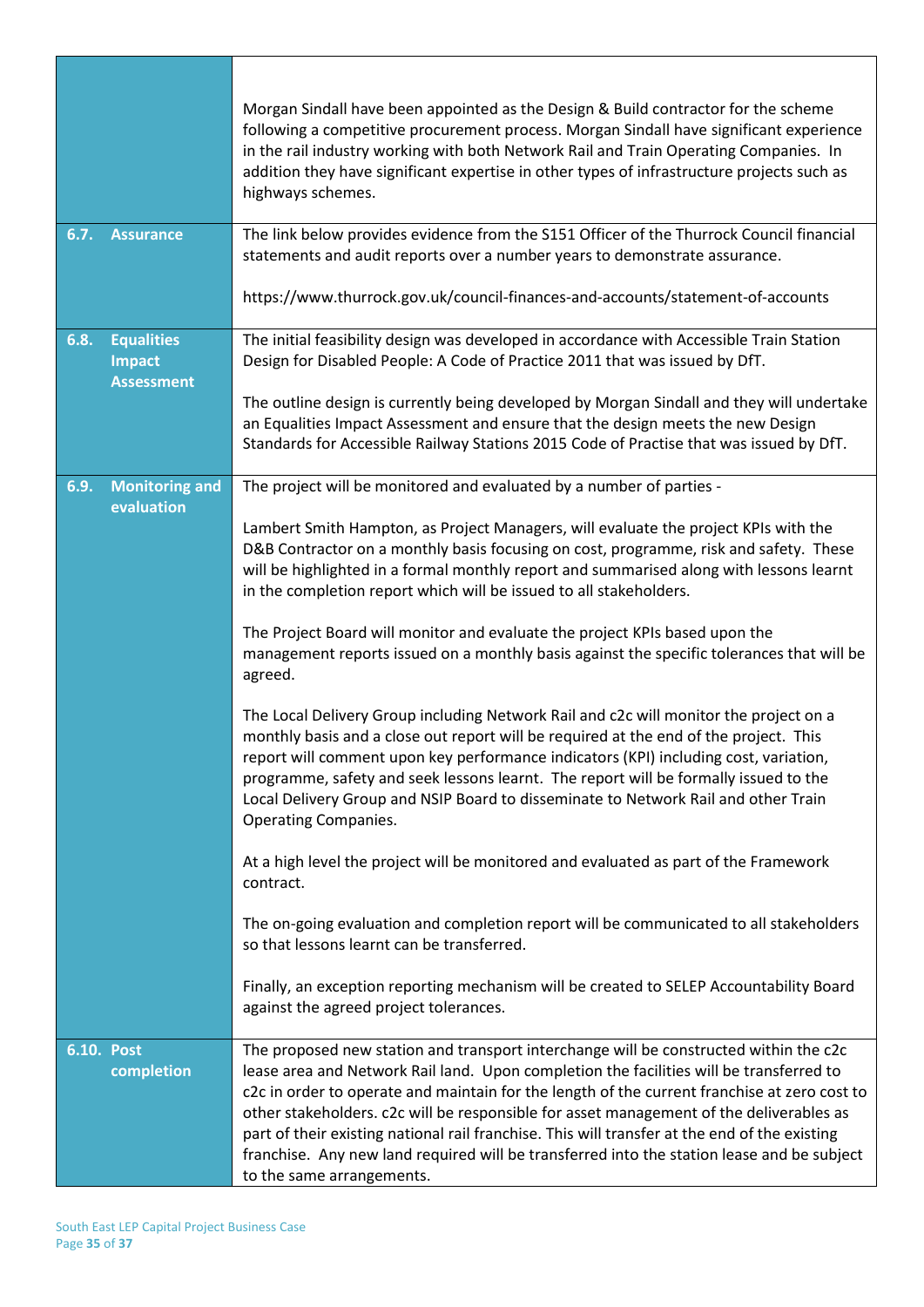| | |
|---|---|
| | Morgan Sindall have been appointed as the Design & Build contractor for the scheme following a competitive procurement process. Morgan Sindall have significant experience in the rail industry working with both Network Rail and Train Operating Companies. In addition they have significant expertise in other types of infrastructure projects such as highways schemes. |
| **6.7. Assurance** | The link below provides evidence from the S151 Officer of the Thurrock Council financial statements and audit reports over a number years to demonstrate assurance.<br><br>https://www.thurrock.gov.uk/council-finances-and-accounts/statement-of-accounts |
| **6.8. Equalities Impact Assessment** | The initial feasibility design was developed in accordance with Accessible Train Station Design for Disabled People: A Code of Practice 2011 that was issued by DfT.<br><br>The outline design is currently being developed by Morgan Sindall and they will undertake an Equalities Impact Assessment and ensure that the design meets the new Design Standards for Accessible Railway Stations 2015 Code of Practise that was issued by DfT. |
| **6.9. Monitoring and evaluation** | The project will be monitored and evaluated by a number of parties -<br><br>Lambert Smith Hampton, as Project Managers, will evaluate the project KPIs with the D&B Contractor on a monthly basis focusing on cost, programme, risk and safety. These will be highlighted in a formal monthly report and summarised along with lessons learnt in the completion report which will be issued to all stakeholders.<br><br>The Project Board will monitor and evaluate the project KPIs based upon the management reports issued on a monthly basis against the specific tolerances that will be agreed.<br><br>The Local Delivery Group including Network Rail and c2c will monitor the project on a monthly basis and a close out report will be required at the end of the project. This report will comment upon key performance indicators (KPI) including cost, variation, programme, safety and seek lessons learnt. The report will be formally issued to the Local Delivery Group and NSIP Board to disseminate to Network Rail and other Train Operating Companies.<br><br>At a high level the project will be monitored and evaluated as part of the Framework contract.<br><br>The on-going evaluation and completion report will be communicated to all stakeholders so that lessons learnt can be transferred.<br><br>Finally, an exception reporting mechanism will be created to SELEP Accountability Board against the agreed project tolerances. |
| **6.10. Post completion** | The proposed new station and transport interchange will be constructed within the c2c lease area and Network Rail land. Upon completion the facilities will be transferred to c2c in order to operate and maintain for the length of the current franchise at zero cost to other stakeholders. c2c will be responsible for asset management of the deliverables as part of their existing national rail franchise. This will transfer at the end of the existing franchise. Any new land required will be transferred into the station lease and be subject to the same arrangements. |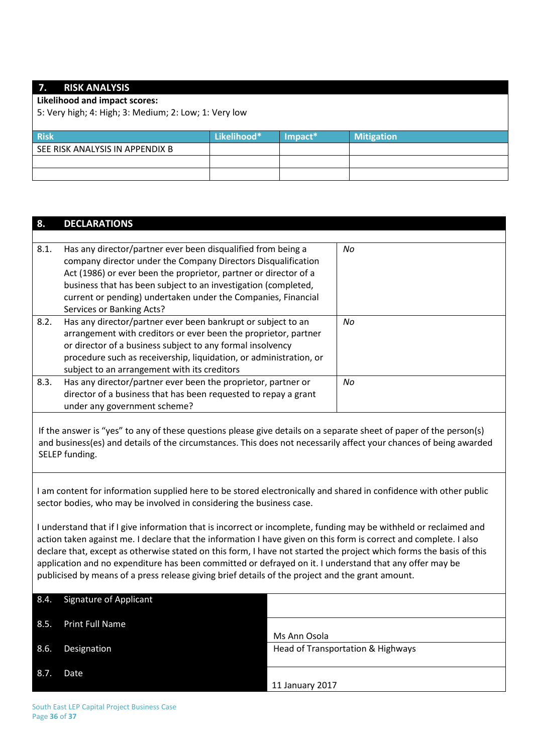## 7. RISK ANALYSIS

**Likelihood and impact scores:**

5: Very high; 4: High; 3: Medium; 2: Low; 1: Very low

| Risk | Likelihood* | Impact* | Mitigation |
|---|---|---|---|
| SEE RISK ANALYSIS IN APPENDIX B | | | |
| | | | |
| | | | |

## 8. DECLARATIONS

| | | |
|---|---|---|
| 8.1. | Has any director/partner ever been disqualified from being a company director under the Company Directors Disqualification Act (1986) or ever been the proprietor, partner or director of a business that has been subject to an investigation (completed, current or pending) undertaken under the Companies, Financial Services or Banking Acts? | *No* |
| 8.2. | Has any director/partner ever been bankrupt or subject to an arrangement with creditors or ever been the proprietor, partner or director of a business subject to any formal insolvency procedure such as receivership, liquidation, or administration, or subject to an arrangement with its creditors | *No* |
| 8.3. | Has any director/partner ever been the proprietor, partner or director of a business that has been requested to repay a grant under any government scheme? | *No* |

If the answer is "yes" to any of these questions please give details on a separate sheet of paper of the person(s) and business(es) and details of the circumstances. This does not necessarily affect your chances of being awarded SELEP funding.

I am content for information supplied here to be stored electronically and shared in confidence with other public sector bodies, who may be involved in considering the business case.

I understand that if I give information that is incorrect or incomplete, funding may be withheld or reclaimed and action taken against me. I declare that the information I have given on this form is correct and complete. I also declare that, except as otherwise stated on this form, I have not started the project which forms the basis of this application and no expenditure has been committed or defrayed on it. I understand that any offer may be publicised by means of a press release giving brief details of the project and the grant amount.

| | | |
|---|---|---|
| 8.4. | Signature of Applicant | |
| 8.5. | Print Full Name | Ms Ann Osola |
| 8.6. | Designation | Head of Transportation & Highways |
| 8.7. | Date | 11 January 2017 |